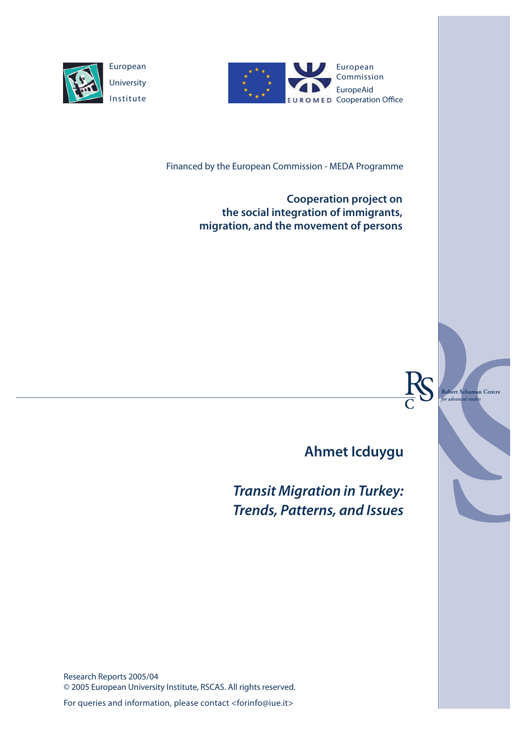European University Institute

European Commission
EuropeAid Cooperation Office

EUROMED

Financed by the European Commission - MEDA Programme

**Cooperation project on the social integration of immigrants, migration, and the movement of persons**

Robert Schuman Centre *for advanced studies*

## Ahmet Icduygu

# *Transit Migration in Turkey: Trends, Patterns, and Issues*

Research Reports 2005/04
© 2005 European University Institute, RSCAS. All rights reserved.

For queries and information, please contact <forinfo@iue.it>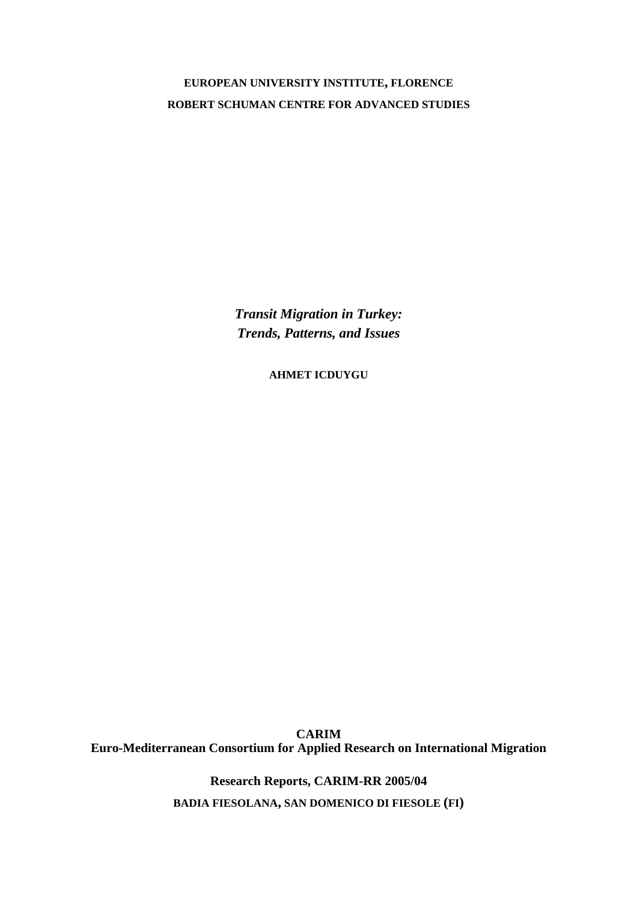**EUROPEAN UNIVERSITY INSTITUTE, FLORENCE**

**ROBERT SCHUMAN CENTRE FOR ADVANCED STUDIES**

***Transit Migration in Turkey: Trends, Patterns, and Issues***

**AHMET ICDUYGU**

**CARIM**

**Euro-Mediterranean Consortium for Applied Research on International Migration**

**Research Reports, CARIM-RR 2005/04**

**BADIA FIESOLANA, SAN DOMENICO DI FIESOLE (FI)**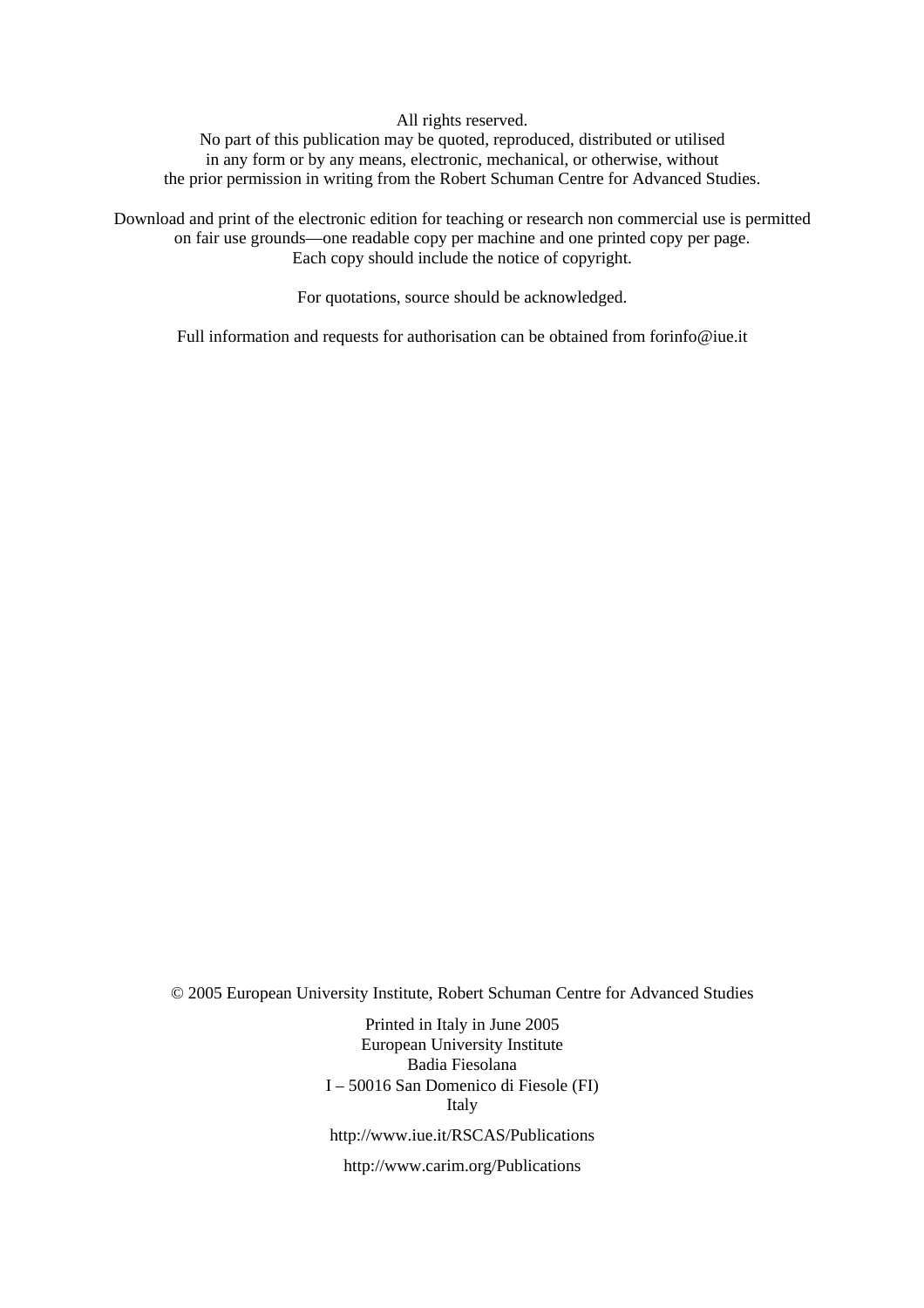All rights reserved.
No part of this publication may be quoted, reproduced, distributed or utilised
in any form or by any means, electronic, mechanical, or otherwise, without
the prior permission in writing from the Robert Schuman Centre for Advanced Studies.

Download and print of the electronic edition for teaching or research non commercial use is permitted
on fair use grounds—one readable copy per machine and one printed copy per page.
Each copy should include the notice of copyright.

For quotations, source should be acknowledged.

Full information and requests for authorisation can be obtained from forinfo@iue.it

© 2005 European University Institute, Robert Schuman Centre for Advanced Studies

Printed in Italy in June 2005
European University Institute
Badia Fiesolana
I – 50016 San Domenico di Fiesole (FI)
Italy

http://www.iue.it/RSCAS/Publications

http://www.carim.org/Publications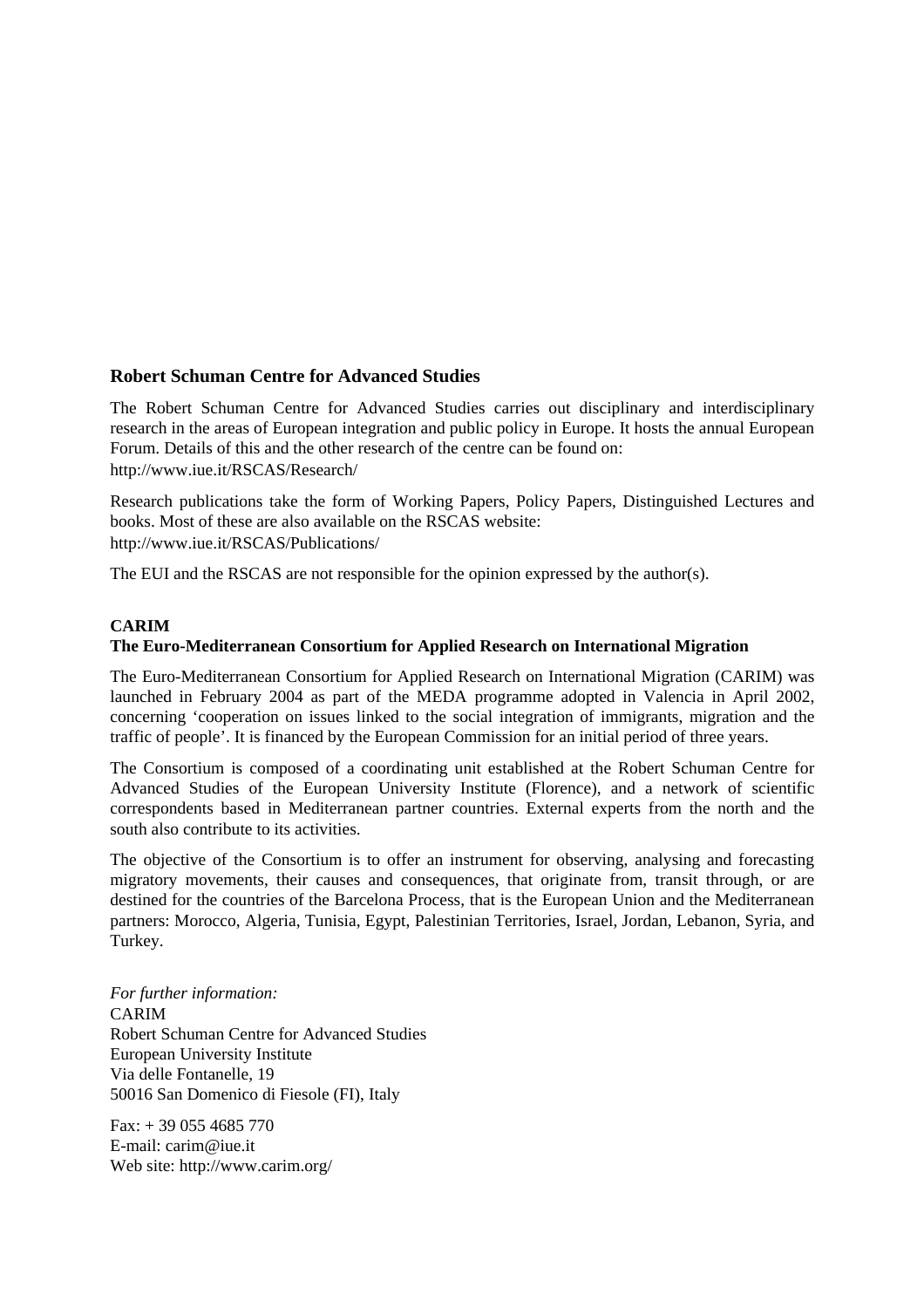## Robert Schuman Centre for Advanced Studies

The Robert Schuman Centre for Advanced Studies carries out disciplinary and interdisciplinary research in the areas of European integration and public policy in Europe. It hosts the annual European Forum. Details of this and the other research of the centre can be found on:
http://www.iue.it/RSCAS/Research/

Research publications take the form of Working Papers, Policy Papers, Distinguished Lectures and books. Most of these are also available on the RSCAS website:
http://www.iue.it/RSCAS/Publications/

The EUI and the RSCAS are not responsible for the opinion expressed by the author(s).

## CARIM
### The Euro-Mediterranean Consortium for Applied Research on International Migration

The Euro-Mediterranean Consortium for Applied Research on International Migration (CARIM) was launched in February 2004 as part of the MEDA programme adopted in Valencia in April 2002, concerning 'cooperation on issues linked to the social integration of immigrants, migration and the traffic of people'. It is financed by the European Commission for an initial period of three years.

The Consortium is composed of a coordinating unit established at the Robert Schuman Centre for Advanced Studies of the European University Institute (Florence), and a network of scientific correspondents based in Mediterranean partner countries. External experts from the north and the south also contribute to its activities.

The objective of the Consortium is to offer an instrument for observing, analysing and forecasting migratory movements, their causes and consequences, that originate from, transit through, or are destined for the countries of the Barcelona Process, that is the European Union and the Mediterranean partners: Morocco, Algeria, Tunisia, Egypt, Palestinian Territories, Israel, Jordan, Lebanon, Syria, and Turkey.

*For further information:*
CARIM
Robert Schuman Centre for Advanced Studies
European University Institute
Via delle Fontanelle, 19
50016 San Domenico di Fiesole (FI), Italy

Fax: + 39 055 4685 770
E-mail: carim@iue.it
Web site: http://www.carim.org/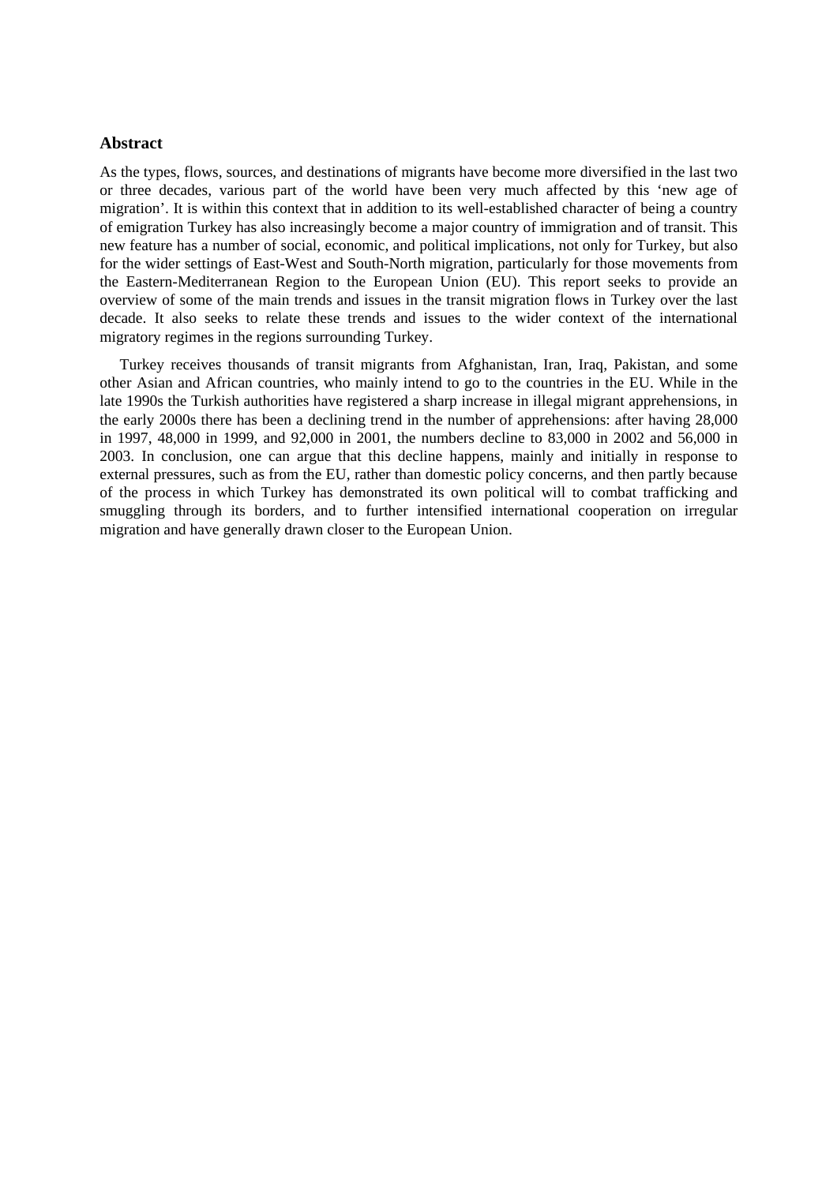### Abstract

As the types, flows, sources, and destinations of migrants have become more diversified in the last two or three decades, various part of the world have been very much affected by this 'new age of migration'. It is within this context that in addition to its well-established character of being a country of emigration Turkey has also increasingly become a major country of immigration and of transit. This new feature has a number of social, economic, and political implications, not only for Turkey, but also for the wider settings of East-West and South-North migration, particularly for those movements from the Eastern-Mediterranean Region to the European Union (EU). This report seeks to provide an overview of some of the main trends and issues in the transit migration flows in Turkey over the last decade. It also seeks to relate these trends and issues to the wider context of the international migratory regimes in the regions surrounding Turkey.

Turkey receives thousands of transit migrants from Afghanistan, Iran, Iraq, Pakistan, and some other Asian and African countries, who mainly intend to go to the countries in the EU. While in the late 1990s the Turkish authorities have registered a sharp increase in illegal migrant apprehensions, in the early 2000s there has been a declining trend in the number of apprehensions: after having 28,000 in 1997, 48,000 in 1999, and 92,000 in 2001, the numbers decline to 83,000 in 2002 and 56,000 in 2003. In conclusion, one can argue that this decline happens, mainly and initially in response to external pressures, such as from the EU, rather than domestic policy concerns, and then partly because of the process in which Turkey has demonstrated its own political will to combat trafficking and smuggling through its borders, and to further intensified international cooperation on irregular migration and have generally drawn closer to the European Union.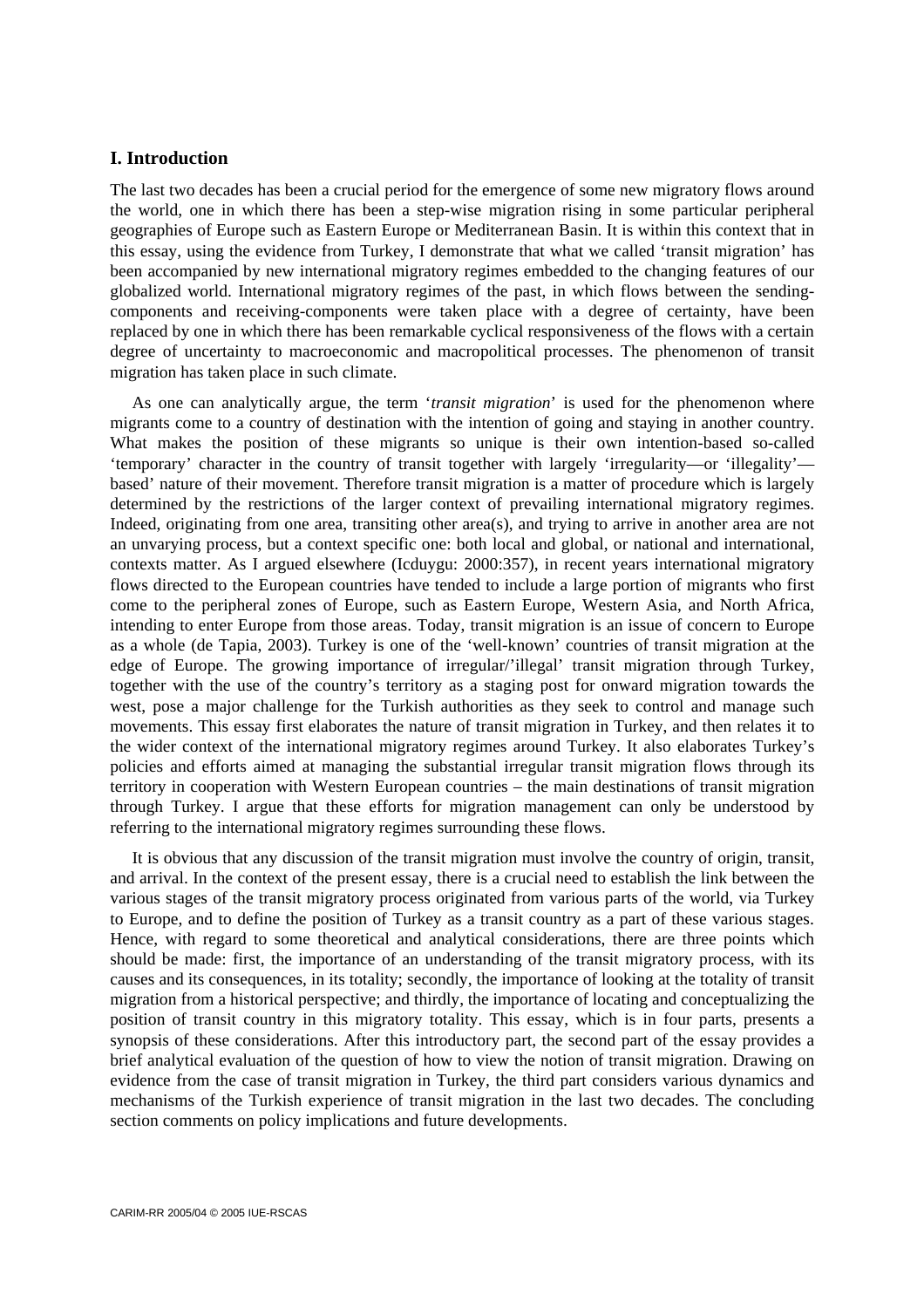## I. Introduction

The last two decades has been a crucial period for the emergence of some new migratory flows around the world, one in which there has been a step-wise migration rising in some particular peripheral geographies of Europe such as Eastern Europe or Mediterranean Basin. It is within this context that in this essay, using the evidence from Turkey, I demonstrate that what we called 'transit migration' has been accompanied by new international migratory regimes embedded to the changing features of our globalized world. International migratory regimes of the past, in which flows between the sending-components and receiving-components were taken place with a degree of certainty, have been replaced by one in which there has been remarkable cyclical responsiveness of the flows with a certain degree of uncertainty to macroeconomic and macropolitical processes. The phenomenon of transit migration has taken place in such climate.

As one can analytically argue, the term '*transit migration*' is used for the phenomenon where migrants come to a country of destination with the intention of going and staying in another country. What makes the position of these migrants so unique is their own intention-based so-called 'temporary' character in the country of transit together with largely 'irregularity—or 'illegality'—based' nature of their movement. Therefore transit migration is a matter of procedure which is largely determined by the restrictions of the larger context of prevailing international migratory regimes. Indeed, originating from one area, transiting other area(s), and trying to arrive in another area are not an unvarying process, but a context specific one: both local and global, or national and international, contexts matter. As I argued elsewhere (Icduygu: 2000:357), in recent years international migratory flows directed to the European countries have tended to include a large portion of migrants who first come to the peripheral zones of Europe, such as Eastern Europe, Western Asia, and North Africa, intending to enter Europe from those areas. Today, transit migration is an issue of concern to Europe as a whole (de Tapia, 2003). Turkey is one of the 'well-known' countries of transit migration at the edge of Europe. The growing importance of irregular/'illegal' transit migration through Turkey, together with the use of the country's territory as a staging post for onward migration towards the west, pose a major challenge for the Turkish authorities as they seek to control and manage such movements. This essay first elaborates the nature of transit migration in Turkey, and then relates it to the wider context of the international migratory regimes around Turkey. It also elaborates Turkey's policies and efforts aimed at managing the substantial irregular transit migration flows through its territory in cooperation with Western European countries – the main destinations of transit migration through Turkey. I argue that these efforts for migration management can only be understood by referring to the international migratory regimes surrounding these flows.

It is obvious that any discussion of the transit migration must involve the country of origin, transit, and arrival. In the context of the present essay, there is a crucial need to establish the link between the various stages of the transit migratory process originated from various parts of the world, via Turkey to Europe, and to define the position of Turkey as a transit country as a part of these various stages. Hence, with regard to some theoretical and analytical considerations, there are three points which should be made: first, the importance of an understanding of the transit migratory process, with its causes and its consequences, in its totality; secondly, the importance of looking at the totality of transit migration from a historical perspective; and thirdly, the importance of locating and conceptualizing the position of transit country in this migratory totality. This essay, which is in four parts, presents a synopsis of these considerations. After this introductory part, the second part of the essay provides a brief analytical evaluation of the question of how to view the notion of transit migration. Drawing on evidence from the case of transit migration in Turkey, the third part considers various dynamics and mechanisms of the Turkish experience of transit migration in the last two decades. The concluding section comments on policy implications and future developments.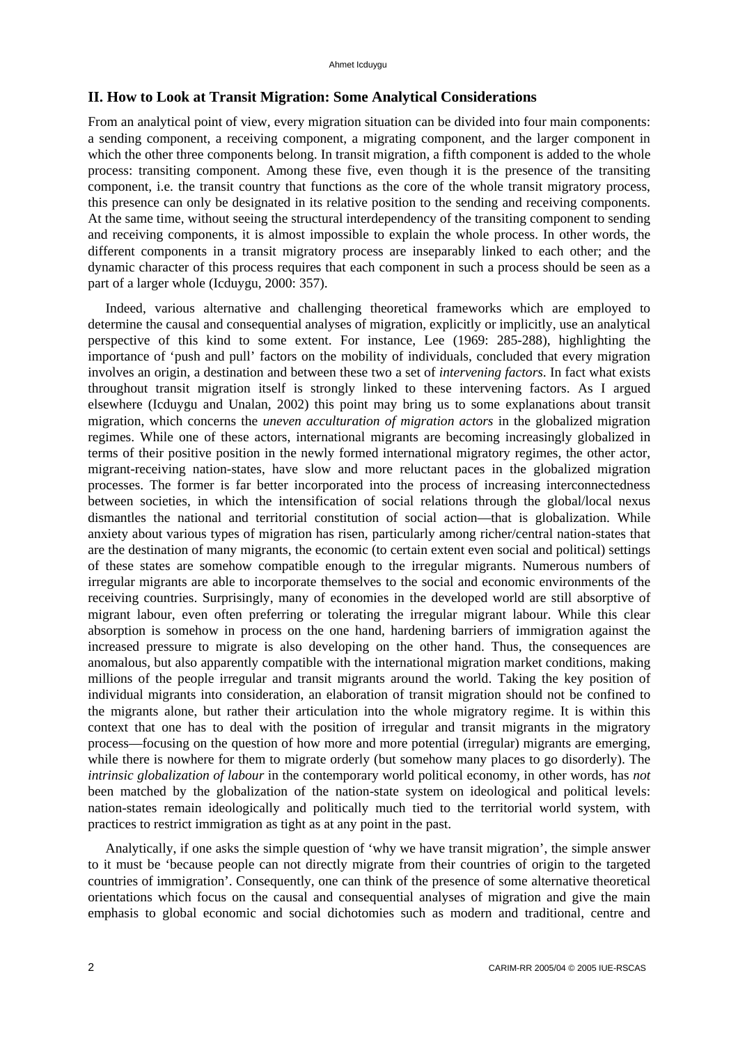## II. How to Look at Transit Migration: Some Analytical Considerations

From an analytical point of view, every migration situation can be divided into four main components: a sending component, a receiving component, a migrating component, and the larger component in which the other three components belong. In transit migration, a fifth component is added to the whole process: transiting component. Among these five, even though it is the presence of the transiting component, i.e. the transit country that functions as the core of the whole transit migratory process, this presence can only be designated in its relative position to the sending and receiving components. At the same time, without seeing the structural interdependency of the transiting component to sending and receiving components, it is almost impossible to explain the whole process. In other words, the different components in a transit migratory process are inseparably linked to each other; and the dynamic character of this process requires that each component in such a process should be seen as a part of a larger whole (Icduygu, 2000: 357).

Indeed, various alternative and challenging theoretical frameworks which are employed to determine the causal and consequential analyses of migration, explicitly or implicitly, use an analytical perspective of this kind to some extent. For instance, Lee (1969: 285-288), highlighting the importance of 'push and pull' factors on the mobility of individuals, concluded that every migration involves an origin, a destination and between these two a set of *intervening factors*. In fact what exists throughout transit migration itself is strongly linked to these intervening factors. As I argued elsewhere (Icduygu and Unalan, 2002) this point may bring us to some explanations about transit migration, which concerns the *uneven acculturation of migration actors* in the globalized migration regimes. While one of these actors, international migrants are becoming increasingly globalized in terms of their positive position in the newly formed international migratory regimes, the other actor, migrant-receiving nation-states, have slow and more reluctant paces in the globalized migration processes. The former is far better incorporated into the process of increasing interconnectedness between societies, in which the intensification of social relations through the global/local nexus dismantles the national and territorial constitution of social action—that is globalization. While anxiety about various types of migration has risen, particularly among richer/central nation-states that are the destination of many migrants, the economic (to certain extent even social and political) settings of these states are somehow compatible enough to the irregular migrants. Numerous numbers of irregular migrants are able to incorporate themselves to the social and economic environments of the receiving countries. Surprisingly, many of economies in the developed world are still absorptive of migrant labour, even often preferring or tolerating the irregular migrant labour. While this clear absorption is somehow in process on the one hand, hardening barriers of immigration against the increased pressure to migrate is also developing on the other hand. Thus, the consequences are anomalous, but also apparently compatible with the international migration market conditions, making millions of the people irregular and transit migrants around the world. Taking the key position of individual migrants into consideration, an elaboration of transit migration should not be confined to the migrants alone, but rather their articulation into the whole migratory regime. It is within this context that one has to deal with the position of irregular and transit migrants in the migratory process—focusing on the question of how more and more potential (irregular) migrants are emerging, while there is nowhere for them to migrate orderly (but somehow many places to go disorderly). The *intrinsic globalization of labour* in the contemporary world political economy, in other words, has *not* been matched by the globalization of the nation-state system on ideological and political levels: nation-states remain ideologically and politically much tied to the territorial world system, with practices to restrict immigration as tight as at any point in the past.

Analytically, if one asks the simple question of 'why we have transit migration', the simple answer to it must be 'because people can not directly migrate from their countries of origin to the targeted countries of immigration'. Consequently, one can think of the presence of some alternative theoretical orientations which focus on the causal and consequential analyses of migration and give the main emphasis to global economic and social dichotomies such as modern and traditional, centre and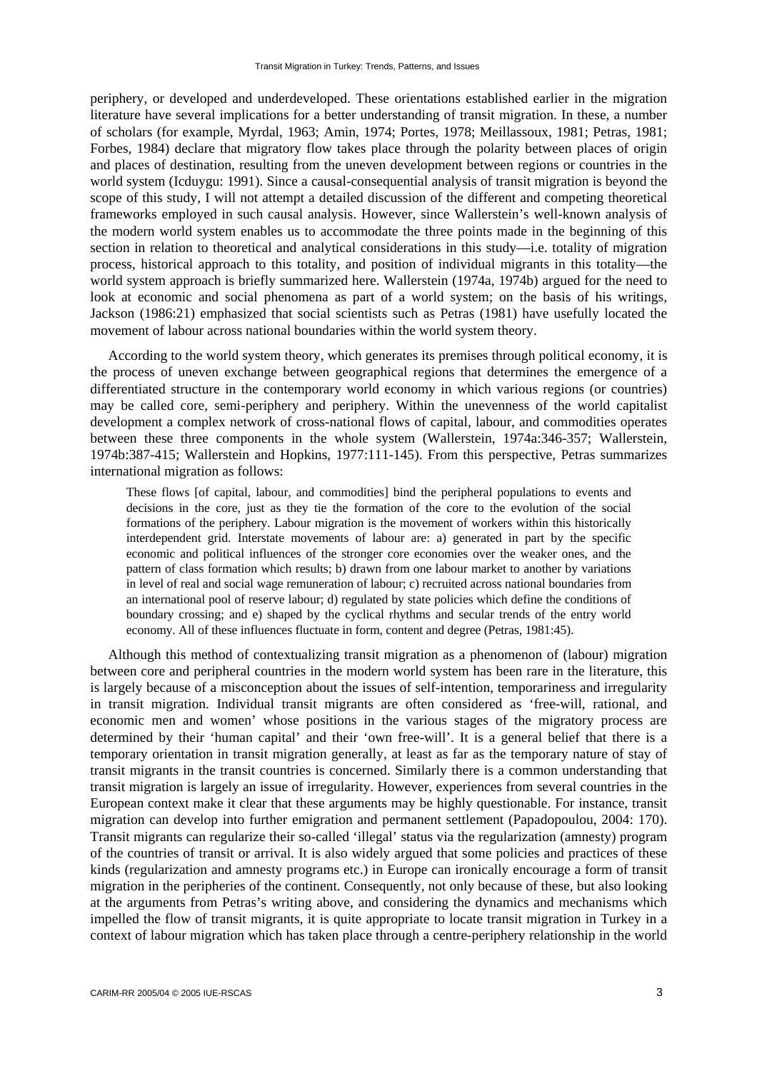periphery, or developed and underdeveloped. These orientations established earlier in the migration literature have several implications for a better understanding of transit migration. In these, a number of scholars (for example, Myrdal, 1963; Amin, 1974; Portes, 1978; Meillassoux, 1981; Petras, 1981; Forbes, 1984) declare that migratory flow takes place through the polarity between places of origin and places of destination, resulting from the uneven development between regions or countries in the world system (Icduygu: 1991). Since a causal-consequential analysis of transit migration is beyond the scope of this study, I will not attempt a detailed discussion of the different and competing theoretical frameworks employed in such causal analysis. However, since Wallerstein's well-known analysis of the modern world system enables us to accommodate the three points made in the beginning of this section in relation to theoretical and analytical considerations in this study—i.e. totality of migration process, historical approach to this totality, and position of individual migrants in this totality—the world system approach is briefly summarized here. Wallerstein (1974a, 1974b) argued for the need to look at economic and social phenomena as part of a world system; on the basis of his writings, Jackson (1986:21) emphasized that social scientists such as Petras (1981) have usefully located the movement of labour across national boundaries within the world system theory.

According to the world system theory, which generates its premises through political economy, it is the process of uneven exchange between geographical regions that determines the emergence of a differentiated structure in the contemporary world economy in which various regions (or countries) may be called core, semi-periphery and periphery. Within the unevenness of the world capitalist development a complex network of cross-national flows of capital, labour, and commodities operates between these three components in the whole system (Wallerstein, 1974a:346-357; Wallerstein, 1974b:387-415; Wallerstein and Hopkins, 1977:111-145). From this perspective, Petras summarizes international migration as follows:

> These flows [of capital, labour, and commodities] bind the peripheral populations to events and decisions in the core, just as they tie the formation of the core to the evolution of the social formations of the periphery. Labour migration is the movement of workers within this historically interdependent grid. Interstate movements of labour are: a) generated in part by the specific economic and political influences of the stronger core economies over the weaker ones, and the pattern of class formation which results; b) drawn from one labour market to another by variations in level of real and social wage remuneration of labour; c) recruited across national boundaries from an international pool of reserve labour; d) regulated by state policies which define the conditions of boundary crossing; and e) shaped by the cyclical rhythms and secular trends of the entry world economy. All of these influences fluctuate in form, content and degree (Petras, 1981:45).

Although this method of contextualizing transit migration as a phenomenon of (labour) migration between core and peripheral countries in the modern world system has been rare in the literature, this is largely because of a misconception about the issues of self-intention, temporariness and irregularity in transit migration. Individual transit migrants are often considered as 'free-will, rational, and economic men and women' whose positions in the various stages of the migratory process are determined by their 'human capital' and their 'own free-will'. It is a general belief that there is a temporary orientation in transit migration generally, at least as far as the temporary nature of stay of transit migrants in the transit countries is concerned. Similarly there is a common understanding that transit migration is largely an issue of irregularity. However, experiences from several countries in the European context make it clear that these arguments may be highly questionable. For instance, transit migration can develop into further emigration and permanent settlement (Papadopoulou, 2004: 170). Transit migrants can regularize their so-called 'illegal' status via the regularization (amnesty) program of the countries of transit or arrival. It is also widely argued that some policies and practices of these kinds (regularization and amnesty programs etc.) in Europe can ironically encourage a form of transit migration in the peripheries of the continent. Consequently, not only because of these, but also looking at the arguments from Petras's writing above, and considering the dynamics and mechanisms which impelled the flow of transit migrants, it is quite appropriate to locate transit migration in Turkey in a context of labour migration which has taken place through a centre-periphery relationship in the world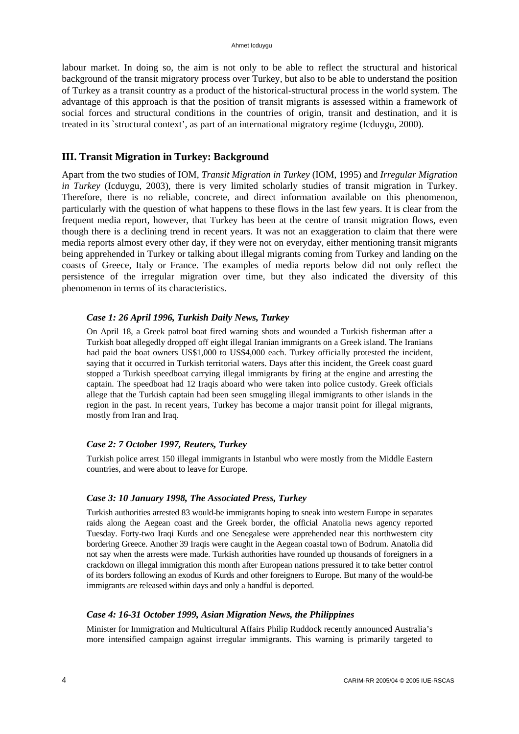labour market. In doing so, the aim is not only to be able to reflect the structural and historical background of the transit migratory process over Turkey, but also to be able to understand the position of Turkey as a transit country as a product of the historical-structural process in the world system. The advantage of this approach is that the position of transit migrants is assessed within a framework of social forces and structural conditions in the countries of origin, transit and destination, and it is treated in its `structural context', as part of an international migratory regime (Icduygu, 2000).

## III. Transit Migration in Turkey: Background

Apart from the two studies of IOM, *Transit Migration in Turkey* (IOM, 1995) and *Irregular Migration in Turkey* (Icduygu, 2003), there is very limited scholarly studies of transit migration in Turkey. Therefore, there is no reliable, concrete, and direct information available on this phenomenon, particularly with the question of what happens to these flows in the last few years. It is clear from the frequent media report, however, that Turkey has been at the centre of transit migration flows, even though there is a declining trend in recent years. It was not an exaggeration to claim that there were media reports almost every other day, if they were not on everyday, either mentioning transit migrants being apprehended in Turkey or talking about illegal migrants coming from Turkey and landing on the coasts of Greece, Italy or France. The examples of media reports below did not only reflect the persistence of the irregular migration over time, but they also indicated the diversity of this phenomenon in terms of its characteristics.

### *Case 1: 26 April 1996, Turkish Daily News, Turkey*

On April 18, a Greek patrol boat fired warning shots and wounded a Turkish fisherman after a Turkish boat allegedly dropped off eight illegal Iranian immigrants on a Greek island. The Iranians had paid the boat owners US$1,000 to US$4,000 each. Turkey officially protested the incident, saying that it occurred in Turkish territorial waters. Days after this incident, the Greek coast guard stopped a Turkish speedboat carrying illegal immigrants by firing at the engine and arresting the captain. The speedboat had 12 Iraqis aboard who were taken into police custody. Greek officials allege that the Turkish captain had been seen smuggling illegal immigrants to other islands in the region in the past. In recent years, Turkey has become a major transit point for illegal migrants, mostly from Iran and Iraq.

### *Case 2: 7 October 1997, Reuters, Turkey*

Turkish police arrest 150 illegal immigrants in Istanbul who were mostly from the Middle Eastern countries, and were about to leave for Europe.

### *Case 3: 10 January 1998, The Associated Press, Turkey*

Turkish authorities arrested 83 would-be immigrants hoping to sneak into western Europe in separates raids along the Aegean coast and the Greek border, the official Anatolia news agency reported Tuesday. Forty-two Iraqi Kurds and one Senegalese were apprehended near this northwestern city bordering Greece. Another 39 Iraqis were caught in the Aegean coastal town of Bodrum. Anatolia did not say when the arrests were made. Turkish authorities have rounded up thousands of foreigners in a crackdown on illegal immigration this month after European nations pressured it to take better control of its borders following an exodus of Kurds and other foreigners to Europe. But many of the would-be immigrants are released within days and only a handful is deported.

### *Case 4: 16-31 October 1999, Asian Migration News, the Philippines*

Minister for Immigration and Multicultural Affairs Philip Ruddock recently announced Australia's more intensified campaign against irregular immigrants. This warning is primarily targeted to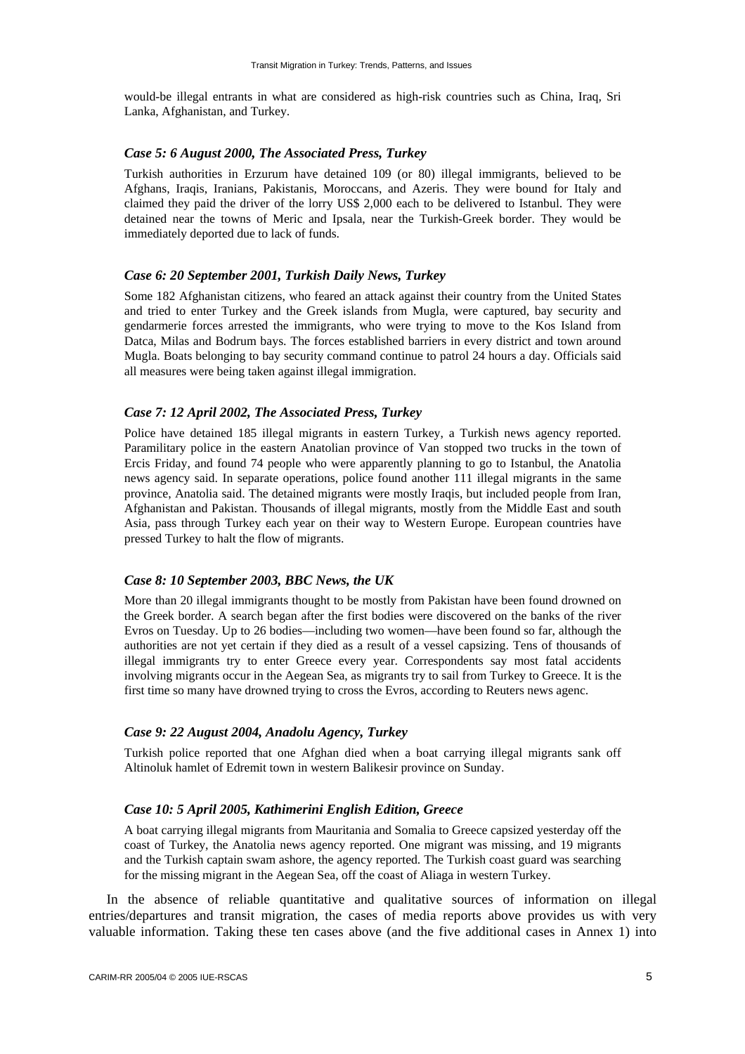would-be illegal entrants in what are considered as high-risk countries such as China, Iraq, Sri Lanka, Afghanistan, and Turkey.

### *Case 5: 6 August 2000, The Associated Press, Turkey*

Turkish authorities in Erzurum have detained 109 (or 80) illegal immigrants, believed to be Afghans, Iraqis, Iranians, Pakistanis, Moroccans, and Azeris. They were bound for Italy and claimed they paid the driver of the lorry US$ 2,000 each to be delivered to Istanbul. They were detained near the towns of Meric and Ipsala, near the Turkish-Greek border. They would be immediately deported due to lack of funds.

### *Case 6: 20 September 2001, Turkish Daily News, Turkey*

Some 182 Afghanistan citizens, who feared an attack against their country from the United States and tried to enter Turkey and the Greek islands from Mugla, were captured, bay security and gendarmerie forces arrested the immigrants, who were trying to move to the Kos Island from Datca, Milas and Bodrum bays. The forces established barriers in every district and town around Mugla. Boats belonging to bay security command continue to patrol 24 hours a day. Officials said all measures were being taken against illegal immigration.

### *Case 7: 12 April 2002, The Associated Press, Turkey*

Police have detained 185 illegal migrants in eastern Turkey, a Turkish news agency reported. Paramilitary police in the eastern Anatolian province of Van stopped two trucks in the town of Ercis Friday, and found 74 people who were apparently planning to go to Istanbul, the Anatolia news agency said. In separate operations, police found another 111 illegal migrants in the same province, Anatolia said. The detained migrants were mostly Iraqis, but included people from Iran, Afghanistan and Pakistan. Thousands of illegal migrants, mostly from the Middle East and south Asia, pass through Turkey each year on their way to Western Europe. European countries have pressed Turkey to halt the flow of migrants.

### *Case 8: 10 September 2003, BBC News, the UK*

More than 20 illegal immigrants thought to be mostly from Pakistan have been found drowned on the Greek border. A search began after the first bodies were discovered on the banks of the river Evros on Tuesday. Up to 26 bodies—including two women—have been found so far, although the authorities are not yet certain if they died as a result of a vessel capsizing. Tens of thousands of illegal immigrants try to enter Greece every year. Correspondents say most fatal accidents involving migrants occur in the Aegean Sea, as migrants try to sail from Turkey to Greece. It is the first time so many have drowned trying to cross the Evros, according to Reuters news agenc.

### *Case 9: 22 August 2004, Anadolu Agency, Turkey*

Turkish police reported that one Afghan died when a boat carrying illegal migrants sank off Altinoluk hamlet of Edremit town in western Balikesir province on Sunday.

### *Case 10: 5 April 2005, Kathimerini English Edition, Greece*

A boat carrying illegal migrants from Mauritania and Somalia to Greece capsized yesterday off the coast of Turkey, the Anatolia news agency reported. One migrant was missing, and 19 migrants and the Turkish captain swam ashore, the agency reported. The Turkish coast guard was searching for the missing migrant in the Aegean Sea, off the coast of Aliaga in western Turkey.

In the absence of reliable quantitative and qualitative sources of information on illegal entries/departures and transit migration, the cases of media reports above provides us with very valuable information. Taking these ten cases above (and the five additional cases in Annex 1) into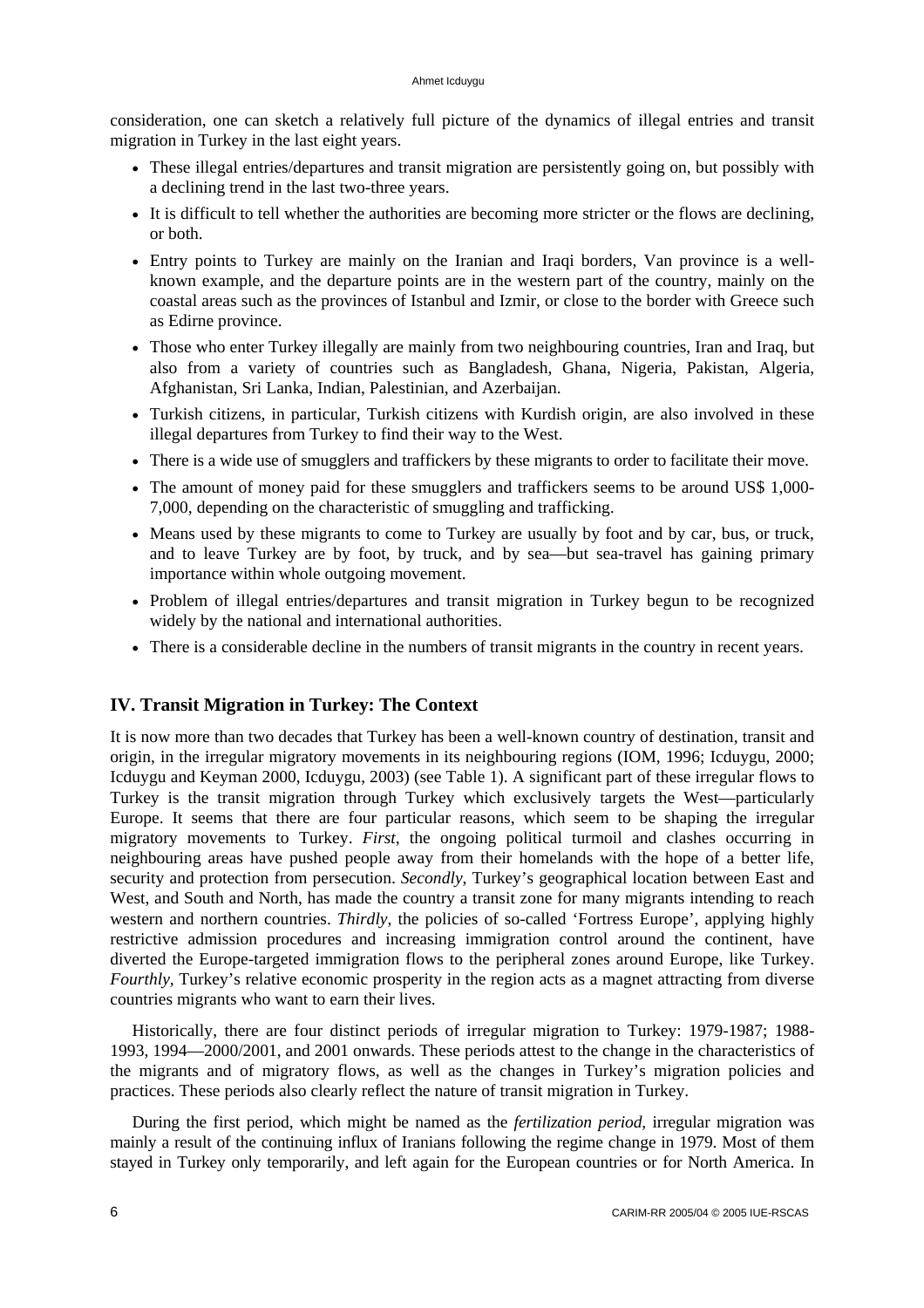consideration, one can sketch a relatively full picture of the dynamics of illegal entries and transit migration in Turkey in the last eight years.

- These illegal entries/departures and transit migration are persistently going on, but possibly with a declining trend in the last two-three years.
- It is difficult to tell whether the authorities are becoming more stricter or the flows are declining, or both.
- Entry points to Turkey are mainly on the Iranian and Iraqi borders, Van province is a well-known example, and the departure points are in the western part of the country, mainly on the coastal areas such as the provinces of Istanbul and Izmir, or close to the border with Greece such as Edirne province.
- Those who enter Turkey illegally are mainly from two neighbouring countries, Iran and Iraq, but also from a variety of countries such as Bangladesh, Ghana, Nigeria, Pakistan, Algeria, Afghanistan, Sri Lanka, Indian, Palestinian, and Azerbaijan.
- Turkish citizens, in particular, Turkish citizens with Kurdish origin, are also involved in these illegal departures from Turkey to find their way to the West.
- There is a wide use of smugglers and traffickers by these migrants to order to facilitate their move.
- The amount of money paid for these smugglers and traffickers seems to be around US$ 1,000-7,000, depending on the characteristic of smuggling and trafficking.
- Means used by these migrants to come to Turkey are usually by foot and by car, bus, or truck, and to leave Turkey are by foot, by truck, and by sea—but sea-travel has gaining primary importance within whole outgoing movement.
- Problem of illegal entries/departures and transit migration in Turkey begun to be recognized widely by the national and international authorities.
- There is a considerable decline in the numbers of transit migrants in the country in recent years.

## IV. Transit Migration in Turkey: The Context

It is now more than two decades that Turkey has been a well-known country of destination, transit and origin, in the irregular migratory movements in its neighbouring regions (IOM, 1996; Icduygu, 2000; Icduygu and Keyman 2000, Icduygu, 2003) (see Table 1). A significant part of these irregular flows to Turkey is the transit migration through Turkey which exclusively targets the West—particularly Europe. It seems that there are four particular reasons, which seem to be shaping the irregular migratory movements to Turkey. *First*, the ongoing political turmoil and clashes occurring in neighbouring areas have pushed people away from their homelands with the hope of a better life, security and protection from persecution. *Secondly*, Turkey's geographical location between East and West, and South and North, has made the country a transit zone for many migrants intending to reach western and northern countries. *Thirdly*, the policies of so-called 'Fortress Europe', applying highly restrictive admission procedures and increasing immigration control around the continent, have diverted the Europe-targeted immigration flows to the peripheral zones around Europe, like Turkey. *Fourthly*, Turkey's relative economic prosperity in the region acts as a magnet attracting from diverse countries migrants who want to earn their lives.

Historically, there are four distinct periods of irregular migration to Turkey: 1979-1987; 1988-1993, 1994—2000/2001, and 2001 onwards. These periods attest to the change in the characteristics of the migrants and of migratory flows, as well as the changes in Turkey's migration policies and practices. These periods also clearly reflect the nature of transit migration in Turkey.

During the first period, which might be named as the *fertilization period*, irregular migration was mainly a result of the continuing influx of Iranians following the regime change in 1979. Most of them stayed in Turkey only temporarily, and left again for the European countries or for North America. In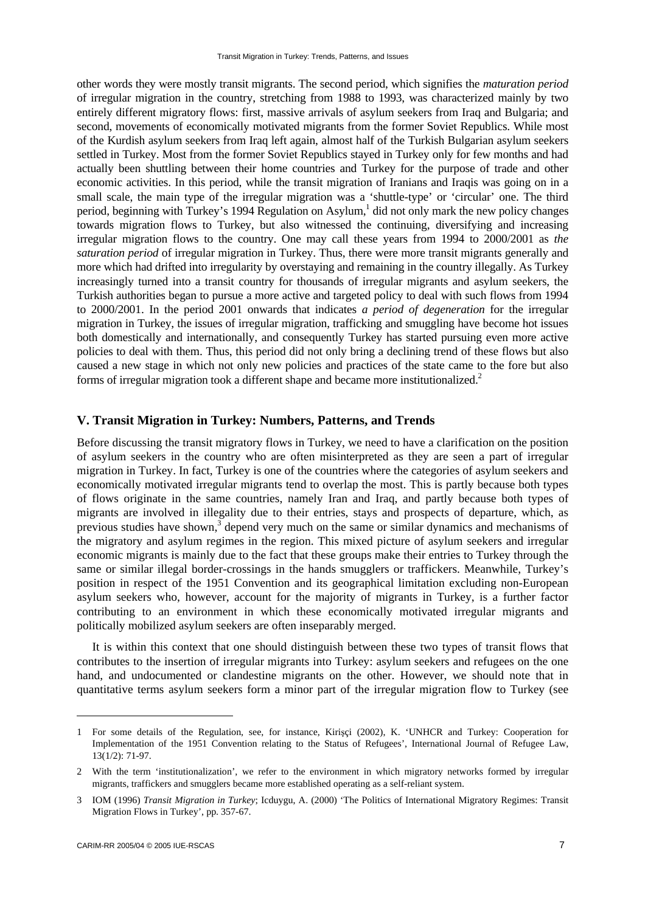other words they were mostly transit migrants. The second period, which signifies the *maturation period* of irregular migration in the country, stretching from 1988 to 1993, was characterized mainly by two entirely different migratory flows: first, massive arrivals of asylum seekers from Iraq and Bulgaria; and second, movements of economically motivated migrants from the former Soviet Republics. While most of the Kurdish asylum seekers from Iraq left again, almost half of the Turkish Bulgarian asylum seekers settled in Turkey. Most from the former Soviet Republics stayed in Turkey only for few months and had actually been shuttling between their home countries and Turkey for the purpose of trade and other economic activities. In this period, while the transit migration of Iranians and Iraqis was going on in a small scale, the main type of the irregular migration was a 'shuttle-type' or 'circular' one. The third period, beginning with Turkey's 1994 Regulation on Asylum,[1] did not only mark the new policy changes towards migration flows to Turkey, but also witnessed the continuing, diversifying and increasing irregular migration flows to the country. One may call these years from 1994 to 2000/2001 as *the saturation period* of irregular migration in Turkey. Thus, there were more transit migrants generally and more which had drifted into irregularity by overstaying and remaining in the country illegally. As Turkey increasingly turned into a transit country for thousands of irregular migrants and asylum seekers, the Turkish authorities began to pursue a more active and targeted policy to deal with such flows from 1994 to 2000/2001. In the period 2001 onwards that indicates *a period of degeneration* for the irregular migration in Turkey, the issues of irregular migration, trafficking and smuggling have become hot issues both domestically and internationally, and consequently Turkey has started pursuing even more active policies to deal with them. Thus, this period did not only bring a declining trend of these flows but also caused a new stage in which not only new policies and practices of the state came to the fore but also forms of irregular migration took a different shape and became more institutionalized.[2]

## V. Transit Migration in Turkey: Numbers, Patterns, and Trends

Before discussing the transit migratory flows in Turkey, we need to have a clarification on the position of asylum seekers in the country who are often misinterpreted as they are seen a part of irregular migration in Turkey. In fact, Turkey is one of the countries where the categories of asylum seekers and economically motivated irregular migrants tend to overlap the most. This is partly because both types of flows originate in the same countries, namely Iran and Iraq, and partly because both types of migrants are involved in illegality due to their entries, stays and prospects of departure, which, as previous studies have shown,[3] depend very much on the same or similar dynamics and mechanisms of the migratory and asylum regimes in the region. This mixed picture of asylum seekers and irregular economic migrants is mainly due to the fact that these groups make their entries to Turkey through the same or similar illegal border-crossings in the hands smugglers or traffickers. Meanwhile, Turkey's position in respect of the 1951 Convention and its geographical limitation excluding non-European asylum seekers who, however, account for the majority of migrants in Turkey, is a further factor contributing to an environment in which these economically motivated irregular migrants and politically mobilized asylum seekers are often inseparably merged.

It is within this context that one should distinguish between these two types of transit flows that contributes to the insertion of irregular migrants into Turkey: asylum seekers and refugees on the one hand, and undocumented or clandestine migrants on the other. However, we should note that in quantitative terms asylum seekers form a minor part of the irregular migration flow to Turkey (see

---

1 For some details of the Regulation, see, for instance, Kirişçi (2002), K. 'UNHCR and Turkey: Cooperation for Implementation of the 1951 Convention relating to the Status of Refugees', International Journal of Refugee Law, 13(1/2): 71-97.

2 With the term 'institutionalization', we refer to the environment in which migratory networks formed by irregular migrants, traffickers and smugglers became more established operating as a self-reliant system.

3 IOM (1996) *Transit Migration in Turkey*; Icduygu, A. (2000) 'The Politics of International Migratory Regimes: Transit Migration Flows in Turkey', pp. 357-67.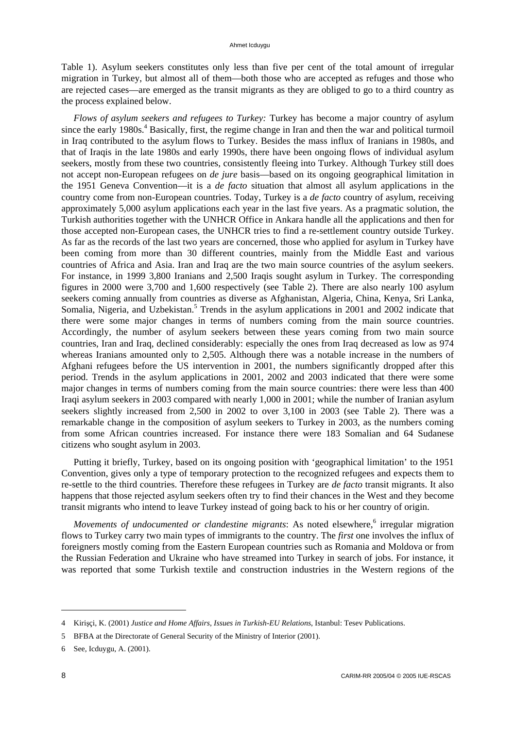Table 1). Asylum seekers constitutes only less than five per cent of the total amount of irregular migration in Turkey, but almost all of them—both those who are accepted as refuges and those who are rejected cases—are emerged as the transit migrants as they are obliged to go to a third country as the process explained below.

*Flows of asylum seekers and refugees to Turkey:* Turkey has become a major country of asylum since the early 1980s.[4] Basically, first, the regime change in Iran and then the war and political turmoil in Iraq contributed to the asylum flows to Turkey. Besides the mass influx of Iranians in 1980s, and that of Iraqis in the late 1980s and early 1990s, there have been ongoing flows of individual asylum seekers, mostly from these two countries, consistently fleeing into Turkey. Although Turkey still does not accept non-European refugees on *de jure* basis—based on its ongoing geographical limitation in the 1951 Geneva Convention—it is a *de facto* situation that almost all asylum applications in the country come from non-European countries. Today, Turkey is a *de facto* country of asylum, receiving approximately 5,000 asylum applications each year in the last five years. As a pragmatic solution, the Turkish authorities together with the UNHCR Office in Ankara handle all the applications and then for those accepted non-European cases, the UNHCR tries to find a re-settlement country outside Turkey. As far as the records of the last two years are concerned, those who applied for asylum in Turkey have been coming from more than 30 different countries, mainly from the Middle East and various countries of Africa and Asia. Iran and Iraq are the two main source countries of the asylum seekers. For instance, in 1999 3,800 Iranians and 2,500 Iraqis sought asylum in Turkey. The corresponding figures in 2000 were 3,700 and 1,600 respectively (see Table 2). There are also nearly 100 asylum seekers coming annually from countries as diverse as Afghanistan, Algeria, China, Kenya, Sri Lanka, Somalia, Nigeria, and Uzbekistan.[5] Trends in the asylum applications in 2001 and 2002 indicate that there were some major changes in terms of numbers coming from the main source countries. Accordingly, the number of asylum seekers between these years coming from two main source countries, Iran and Iraq, declined considerably: especially the ones from Iraq decreased as low as 974 whereas Iranians amounted only to 2,505. Although there was a notable increase in the numbers of Afghani refugees before the US intervention in 2001, the numbers significantly dropped after this period. Trends in the asylum applications in 2001, 2002 and 2003 indicated that there were some major changes in terms of numbers coming from the main source countries: there were less than 400 Iraqi asylum seekers in 2003 compared with nearly 1,000 in 2001; while the number of Iranian asylum seekers slightly increased from 2,500 in 2002 to over 3,100 in 2003 (see Table 2). There was a remarkable change in the composition of asylum seekers to Turkey in 2003, as the numbers coming from some African countries increased. For instance there were 183 Somalian and 64 Sudanese citizens who sought asylum in 2003.

Putting it briefly, Turkey, based on its ongoing position with 'geographical limitation' to the 1951 Convention, gives only a type of temporary protection to the recognized refugees and expects them to re-settle to the third countries. Therefore these refugees in Turkey are *de facto* transit migrants. It also happens that those rejected asylum seekers often try to find their chances in the West and they become transit migrants who intend to leave Turkey instead of going back to his or her country of origin.

*Movements of undocumented or clandestine migrants*: As noted elsewhere,[6] irregular migration flows to Turkey carry two main types of immigrants to the country. The *first* one involves the influx of foreigners mostly coming from the Eastern European countries such as Romania and Moldova or from the Russian Federation and Ukraine who have streamed into Turkey in search of jobs. For instance, it was reported that some Turkish textile and construction industries in the Western regions of the

---

4 Kirişçi, K. (2001) *Justice and Home Affairs, Issues in Turkish-EU Relations*, Istanbul: Tesev Publications.

5 BFBA at the Directorate of General Security of the Ministry of Interior (2001).

6 See, Icduygu, A. (2001).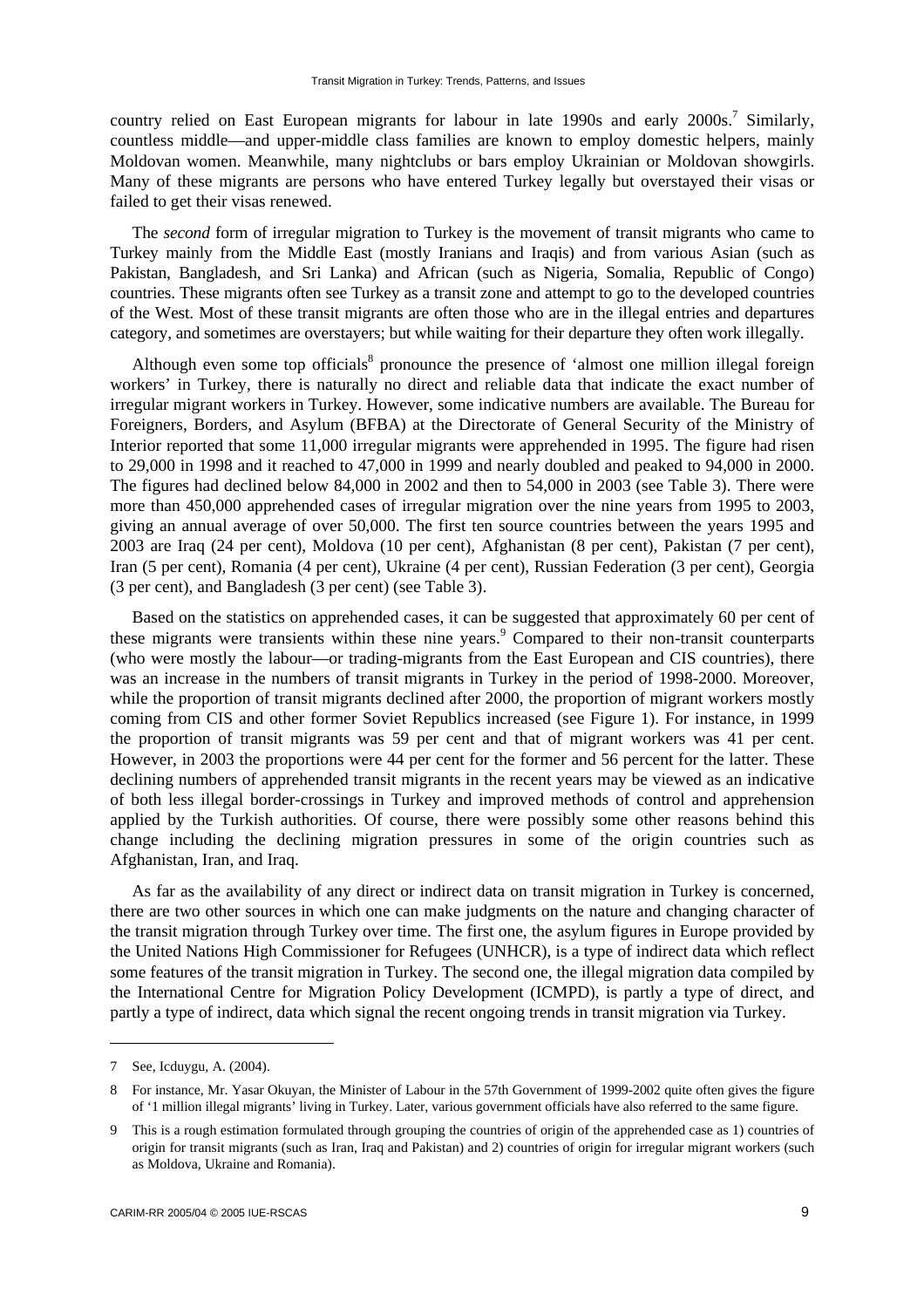country relied on East European migrants for labour in late 1990s and early 2000s.[7] Similarly, countless middle—and upper-middle class families are known to employ domestic helpers, mainly Moldovan women. Meanwhile, many nightclubs or bars employ Ukrainian or Moldovan showgirls. Many of these migrants are persons who have entered Turkey legally but overstayed their visas or failed to get their visas renewed.

The *second* form of irregular migration to Turkey is the movement of transit migrants who came to Turkey mainly from the Middle East (mostly Iranians and Iraqis) and from various Asian (such as Pakistan, Bangladesh, and Sri Lanka) and African (such as Nigeria, Somalia, Republic of Congo) countries. These migrants often see Turkey as a transit zone and attempt to go to the developed countries of the West. Most of these transit migrants are often those who are in the illegal entries and departures category, and sometimes are overstayers; but while waiting for their departure they often work illegally.

Although even some top officials[8] pronounce the presence of 'almost one million illegal foreign workers' in Turkey, there is naturally no direct and reliable data that indicate the exact number of irregular migrant workers in Turkey. However, some indicative numbers are available. The Bureau for Foreigners, Borders, and Asylum (BFBA) at the Directorate of General Security of the Ministry of Interior reported that some 11,000 irregular migrants were apprehended in 1995. The figure had risen to 29,000 in 1998 and it reached to 47,000 in 1999 and nearly doubled and peaked to 94,000 in 2000. The figures had declined below 84,000 in 2002 and then to 54,000 in 2003 (see Table 3). There were more than 450,000 apprehended cases of irregular migration over the nine years from 1995 to 2003, giving an annual average of over 50,000. The first ten source countries between the years 1995 and 2003 are Iraq (24 per cent), Moldova (10 per cent), Afghanistan (8 per cent), Pakistan (7 per cent), Iran (5 per cent), Romania (4 per cent), Ukraine (4 per cent), Russian Federation (3 per cent), Georgia (3 per cent), and Bangladesh (3 per cent) (see Table 3).

Based on the statistics on apprehended cases, it can be suggested that approximately 60 per cent of these migrants were transients within these nine years.[9] Compared to their non-transit counterparts (who were mostly the labour—or trading-migrants from the East European and CIS countries), there was an increase in the numbers of transit migrants in Turkey in the period of 1998-2000. Moreover, while the proportion of transit migrants declined after 2000, the proportion of migrant workers mostly coming from CIS and other former Soviet Republics increased (see Figure 1). For instance, in 1999 the proportion of transit migrants was 59 per cent and that of migrant workers was 41 per cent. However, in 2003 the proportions were 44 per cent for the former and 56 percent for the latter. These declining numbers of apprehended transit migrants in the recent years may be viewed as an indicative of both less illegal border-crossings in Turkey and improved methods of control and apprehension applied by the Turkish authorities. Of course, there were possibly some other reasons behind this change including the declining migration pressures in some of the origin countries such as Afghanistan, Iran, and Iraq.

As far as the availability of any direct or indirect data on transit migration in Turkey is concerned, there are two other sources in which one can make judgments on the nature and changing character of the transit migration through Turkey over time. The first one, the asylum figures in Europe provided by the United Nations High Commissioner for Refugees (UNHCR), is a type of indirect data which reflect some features of the transit migration in Turkey. The second one, the illegal migration data compiled by the International Centre for Migration Policy Development (ICMPD), is partly a type of direct, and partly a type of indirect, data which signal the recent ongoing trends in transit migration via Turkey.

---

7 See, Icduygu, A. (2004).

8 For instance, Mr. Yasar Okuyan, the Minister of Labour in the 57th Government of 1999-2002 quite often gives the figure of '1 million illegal migrants' living in Turkey. Later, various government officials have also referred to the same figure.

9 This is a rough estimation formulated through grouping the countries of origin of the apprehended case as 1) countries of origin for transit migrants (such as Iran, Iraq and Pakistan) and 2) countries of origin for irregular migrant workers (such as Moldova, Ukraine and Romania).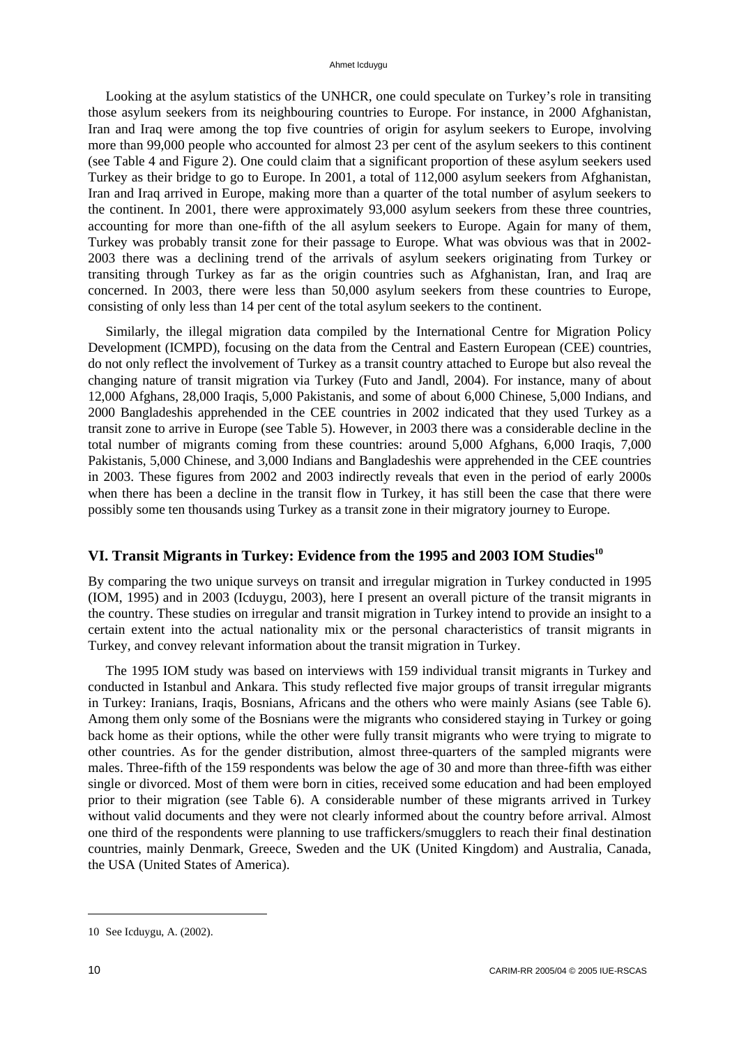Looking at the asylum statistics of the UNHCR, one could speculate on Turkey's role in transiting those asylum seekers from its neighbouring countries to Europe. For instance, in 2000 Afghanistan, Iran and Iraq were among the top five countries of origin for asylum seekers to Europe, involving more than 99,000 people who accounted for almost 23 per cent of the asylum seekers to this continent (see Table 4 and Figure 2). One could claim that a significant proportion of these asylum seekers used Turkey as their bridge to go to Europe. In 2001, a total of 112,000 asylum seekers from Afghanistan, Iran and Iraq arrived in Europe, making more than a quarter of the total number of asylum seekers to the continent. In 2001, there were approximately 93,000 asylum seekers from these three countries, accounting for more than one-fifth of the all asylum seekers to Europe. Again for many of them, Turkey was probably transit zone for their passage to Europe. What was obvious was that in 2002-2003 there was a declining trend of the arrivals of asylum seekers originating from Turkey or transiting through Turkey as far as the origin countries such as Afghanistan, Iran, and Iraq are concerned. In 2003, there were less than 50,000 asylum seekers from these countries to Europe, consisting of only less than 14 per cent of the total asylum seekers to the continent.

Similarly, the illegal migration data compiled by the International Centre for Migration Policy Development (ICMPD), focusing on the data from the Central and Eastern European (CEE) countries, do not only reflect the involvement of Turkey as a transit country attached to Europe but also reveal the changing nature of transit migration via Turkey (Futo and Jandl, 2004). For instance, many of about 12,000 Afghans, 28,000 Iraqis, 5,000 Pakistanis, and some of about 6,000 Chinese, 5,000 Indians, and 2000 Bangladeshis apprehended in the CEE countries in 2002 indicated that they used Turkey as a transit zone to arrive in Europe (see Table 5). However, in 2003 there was a considerable decline in the total number of migrants coming from these countries: around 5,000 Afghans, 6,000 Iraqis, 7,000 Pakistanis, 5,000 Chinese, and 3,000 Indians and Bangladeshis were apprehended in the CEE countries in 2003. These figures from 2002 and 2003 indirectly reveals that even in the period of early 2000s when there has been a decline in the transit flow in Turkey, it has still been the case that there were possibly some ten thousands using Turkey as a transit zone in their migratory journey to Europe.

## VI. Transit Migrants in Turkey: Evidence from the 1995 and 2003 IOM Studies[10]

By comparing the two unique surveys on transit and irregular migration in Turkey conducted in 1995 (IOM, 1995) and in 2003 (Icduygu, 2003), here I present an overall picture of the transit migrants in the country. These studies on irregular and transit migration in Turkey intend to provide an insight to a certain extent into the actual nationality mix or the personal characteristics of transit migrants in Turkey, and convey relevant information about the transit migration in Turkey.

The 1995 IOM study was based on interviews with 159 individual transit migrants in Turkey and conducted in Istanbul and Ankara. This study reflected five major groups of transit irregular migrants in Turkey: Iranians, Iraqis, Bosnians, Africans and the others who were mainly Asians (see Table 6). Among them only some of the Bosnians were the migrants who considered staying in Turkey or going back home as their options, while the other were fully transit migrants who were trying to migrate to other countries. As for the gender distribution, almost three-quarters of the sampled migrants were males. Three-fifth of the 159 respondents was below the age of 30 and more than three-fifth was either single or divorced. Most of them were born in cities, received some education and had been employed prior to their migration (see Table 6). A considerable number of these migrants arrived in Turkey without valid documents and they were not clearly informed about the country before arrival. Almost one third of the respondents were planning to use traffickers/smugglers to reach their final destination countries, mainly Denmark, Greece, Sweden and the UK (United Kingdom) and Australia, Canada, the USA (United States of America).

---

10 See Icduygu, A. (2002).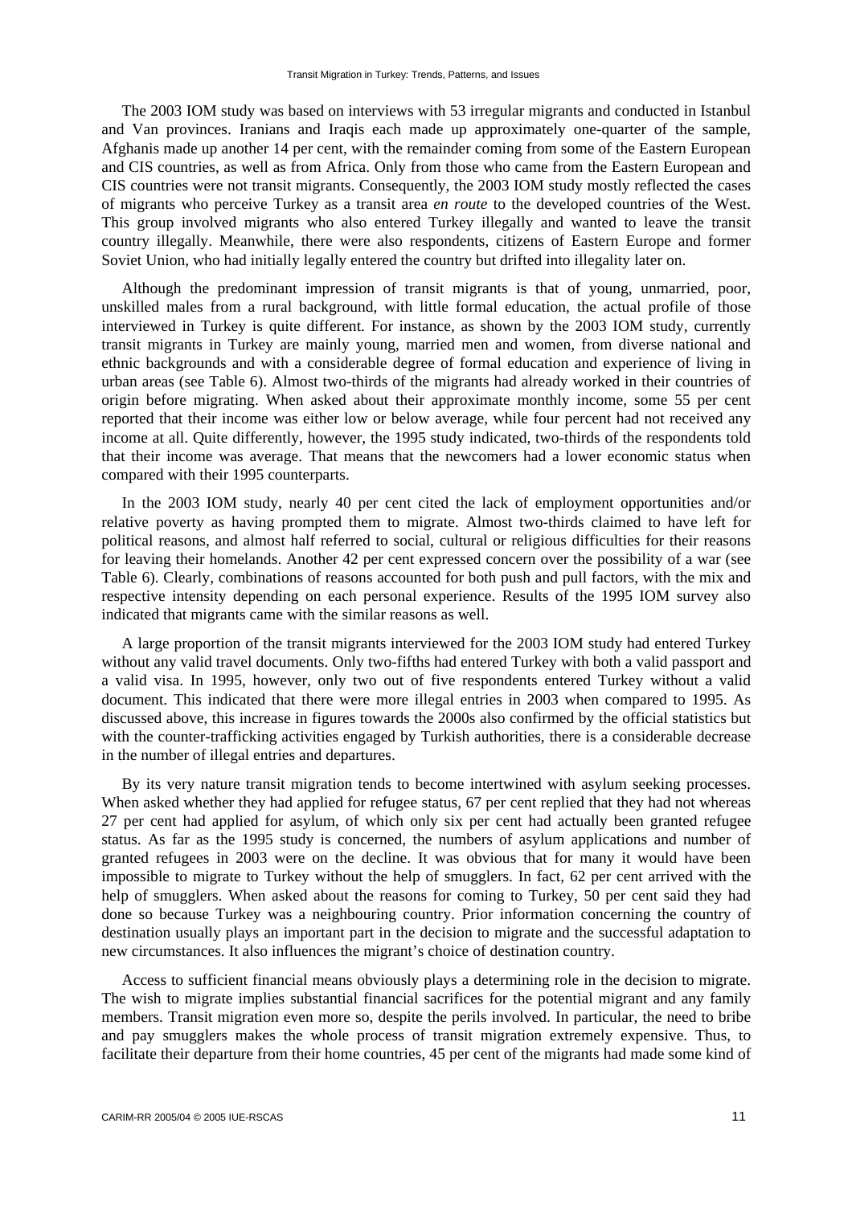The 2003 IOM study was based on interviews with 53 irregular migrants and conducted in Istanbul and Van provinces. Iranians and Iraqis each made up approximately one-quarter of the sample, Afghanis made up another 14 per cent, with the remainder coming from some of the Eastern European and CIS countries, as well as from Africa. Only from those who came from the Eastern European and CIS countries were not transit migrants. Consequently, the 2003 IOM study mostly reflected the cases of migrants who perceive Turkey as a transit area *en route* to the developed countries of the West. This group involved migrants who also entered Turkey illegally and wanted to leave the transit country illegally. Meanwhile, there were also respondents, citizens of Eastern Europe and former Soviet Union, who had initially legally entered the country but drifted into illegality later on.

Although the predominant impression of transit migrants is that of young, unmarried, poor, unskilled males from a rural background, with little formal education, the actual profile of those interviewed in Turkey is quite different. For instance, as shown by the 2003 IOM study, currently transit migrants in Turkey are mainly young, married men and women, from diverse national and ethnic backgrounds and with a considerable degree of formal education and experience of living in urban areas (see Table 6). Almost two-thirds of the migrants had already worked in their countries of origin before migrating. When asked about their approximate monthly income, some 55 per cent reported that their income was either low or below average, while four percent had not received any income at all. Quite differently, however, the 1995 study indicated, two-thirds of the respondents told that their income was average. That means that the newcomers had a lower economic status when compared with their 1995 counterparts.

In the 2003 IOM study, nearly 40 per cent cited the lack of employment opportunities and/or relative poverty as having prompted them to migrate. Almost two-thirds claimed to have left for political reasons, and almost half referred to social, cultural or religious difficulties for their reasons for leaving their homelands. Another 42 per cent expressed concern over the possibility of a war (see Table 6). Clearly, combinations of reasons accounted for both push and pull factors, with the mix and respective intensity depending on each personal experience. Results of the 1995 IOM survey also indicated that migrants came with the similar reasons as well.

A large proportion of the transit migrants interviewed for the 2003 IOM study had entered Turkey without any valid travel documents. Only two-fifths had entered Turkey with both a valid passport and a valid visa. In 1995, however, only two out of five respondents entered Turkey without a valid document. This indicated that there were more illegal entries in 2003 when compared to 1995. As discussed above, this increase in figures towards the 2000s also confirmed by the official statistics but with the counter-trafficking activities engaged by Turkish authorities, there is a considerable decrease in the number of illegal entries and departures.

By its very nature transit migration tends to become intertwined with asylum seeking processes. When asked whether they had applied for refugee status, 67 per cent replied that they had not whereas 27 per cent had applied for asylum, of which only six per cent had actually been granted refugee status. As far as the 1995 study is concerned, the numbers of asylum applications and number of granted refugees in 2003 were on the decline. It was obvious that for many it would have been impossible to migrate to Turkey without the help of smugglers. In fact, 62 per cent arrived with the help of smugglers. When asked about the reasons for coming to Turkey, 50 per cent said they had done so because Turkey was a neighbouring country. Prior information concerning the country of destination usually plays an important part in the decision to migrate and the successful adaptation to new circumstances. It also influences the migrant's choice of destination country.

Access to sufficient financial means obviously plays a determining role in the decision to migrate. The wish to migrate implies substantial financial sacrifices for the potential migrant and any family members. Transit migration even more so, despite the perils involved. In particular, the need to bribe and pay smugglers makes the whole process of transit migration extremely expensive. Thus, to facilitate their departure from their home countries, 45 per cent of the migrants had made some kind of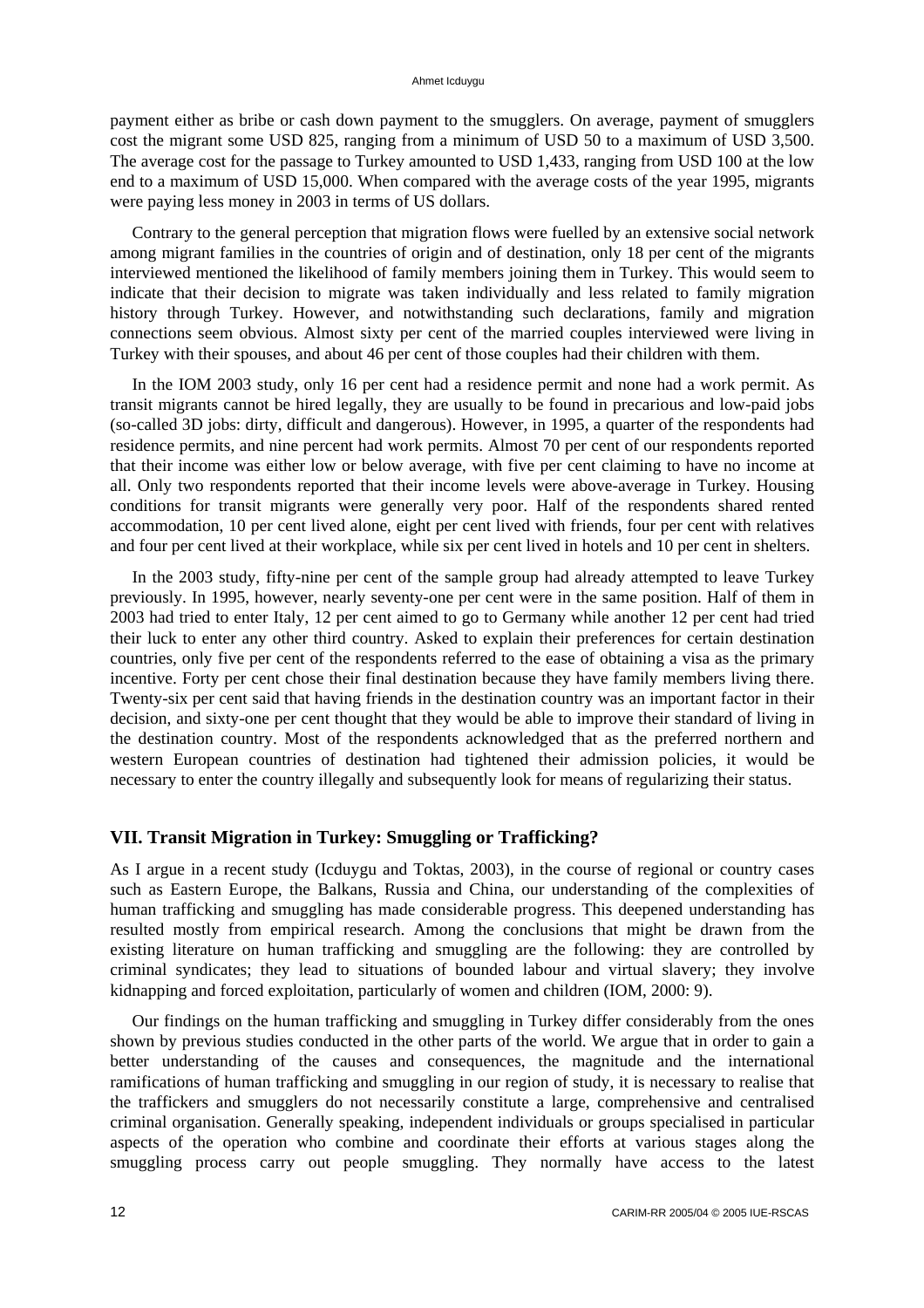payment either as bribe or cash down payment to the smugglers. On average, payment of smugglers cost the migrant some USD 825, ranging from a minimum of USD 50 to a maximum of USD 3,500. The average cost for the passage to Turkey amounted to USD 1,433, ranging from USD 100 at the low end to a maximum of USD 15,000. When compared with the average costs of the year 1995, migrants were paying less money in 2003 in terms of US dollars.

Contrary to the general perception that migration flows were fuelled by an extensive social network among migrant families in the countries of origin and of destination, only 18 per cent of the migrants interviewed mentioned the likelihood of family members joining them in Turkey. This would seem to indicate that their decision to migrate was taken individually and less related to family migration history through Turkey. However, and notwithstanding such declarations, family and migration connections seem obvious. Almost sixty per cent of the married couples interviewed were living in Turkey with their spouses, and about 46 per cent of those couples had their children with them.

In the IOM 2003 study, only 16 per cent had a residence permit and none had a work permit. As transit migrants cannot be hired legally, they are usually to be found in precarious and low-paid jobs (so-called 3D jobs: dirty, difficult and dangerous). However, in 1995, a quarter of the respondents had residence permits, and nine percent had work permits. Almost 70 per cent of our respondents reported that their income was either low or below average, with five per cent claiming to have no income at all. Only two respondents reported that their income levels were above-average in Turkey. Housing conditions for transit migrants were generally very poor. Half of the respondents shared rented accommodation, 10 per cent lived alone, eight per cent lived with friends, four per cent with relatives and four per cent lived at their workplace, while six per cent lived in hotels and 10 per cent in shelters.

In the 2003 study, fifty-nine per cent of the sample group had already attempted to leave Turkey previously. In 1995, however, nearly seventy-one per cent were in the same position. Half of them in 2003 had tried to enter Italy, 12 per cent aimed to go to Germany while another 12 per cent had tried their luck to enter any other third country. Asked to explain their preferences for certain destination countries, only five per cent of the respondents referred to the ease of obtaining a visa as the primary incentive. Forty per cent chose their final destination because they have family members living there. Twenty-six per cent said that having friends in the destination country was an important factor in their decision, and sixty-one per cent thought that they would be able to improve their standard of living in the destination country. Most of the respondents acknowledged that as the preferred northern and western European countries of destination had tightened their admission policies, it would be necessary to enter the country illegally and subsequently look for means of regularizing their status.

## VII. Transit Migration in Turkey: Smuggling or Trafficking?

As I argue in a recent study (Icduygu and Toktas, 2003), in the course of regional or country cases such as Eastern Europe, the Balkans, Russia and China, our understanding of the complexities of human trafficking and smuggling has made considerable progress. This deepened understanding has resulted mostly from empirical research. Among the conclusions that might be drawn from the existing literature on human trafficking and smuggling are the following: they are controlled by criminal syndicates; they lead to situations of bounded labour and virtual slavery; they involve kidnapping and forced exploitation, particularly of women and children (IOM, 2000: 9).

Our findings on the human trafficking and smuggling in Turkey differ considerably from the ones shown by previous studies conducted in the other parts of the world. We argue that in order to gain a better understanding of the causes and consequences, the magnitude and the international ramifications of human trafficking and smuggling in our region of study, it is necessary to realise that the traffickers and smugglers do not necessarily constitute a large, comprehensive and centralised criminal organisation. Generally speaking, independent individuals or groups specialised in particular aspects of the operation who combine and coordinate their efforts at various stages along the smuggling process carry out people smuggling. They normally have access to the latest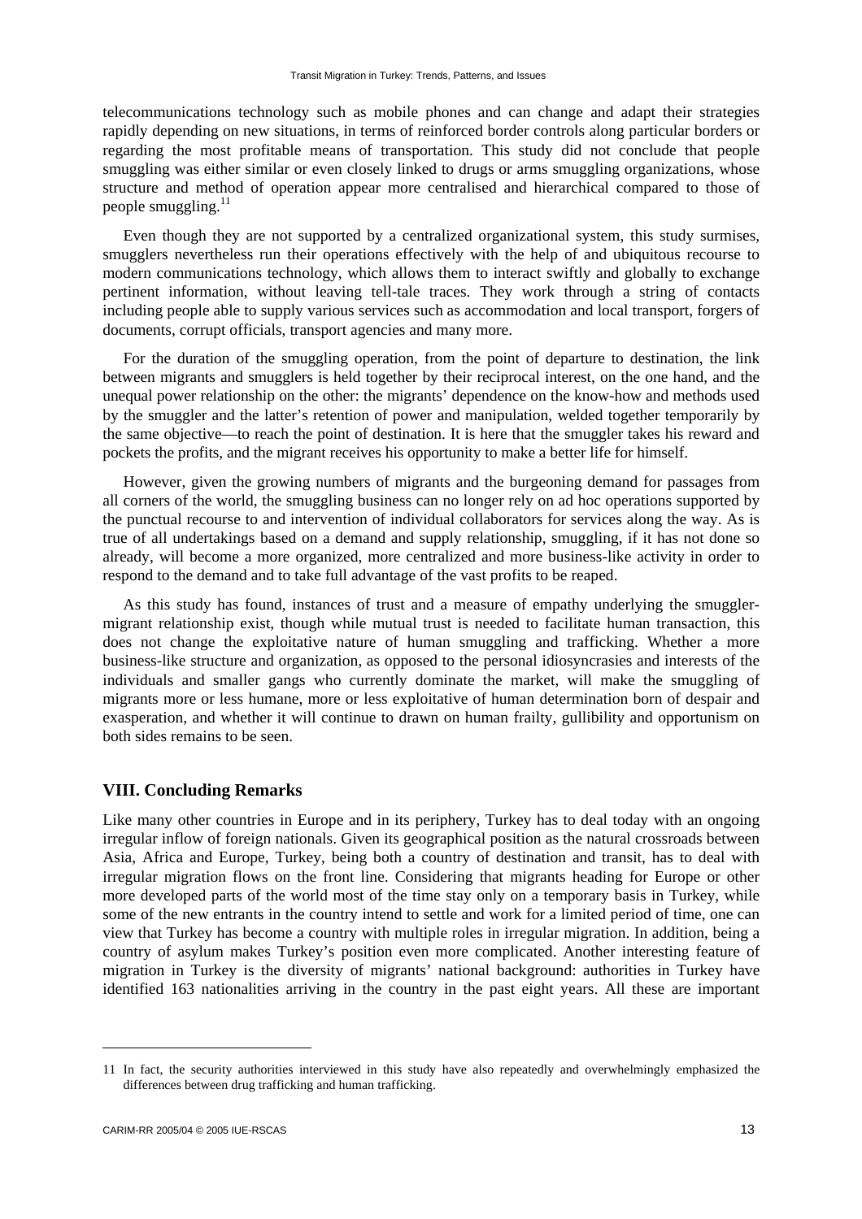telecommunications technology such as mobile phones and can change and adapt their strategies rapidly depending on new situations, in terms of reinforced border controls along particular borders or regarding the most profitable means of transportation. This study did not conclude that people smuggling was either similar or even closely linked to drugs or arms smuggling organizations, whose structure and method of operation appear more centralised and hierarchical compared to those of people smuggling.[11]

Even though they are not supported by a centralized organizational system, this study surmises, smugglers nevertheless run their operations effectively with the help of and ubiquitous recourse to modern communications technology, which allows them to interact swiftly and globally to exchange pertinent information, without leaving tell-tale traces. They work through a string of contacts including people able to supply various services such as accommodation and local transport, forgers of documents, corrupt officials, transport agencies and many more.

For the duration of the smuggling operation, from the point of departure to destination, the link between migrants and smugglers is held together by their reciprocal interest, on the one hand, and the unequal power relationship on the other: the migrants' dependence on the know-how and methods used by the smuggler and the latter's retention of power and manipulation, welded together temporarily by the same objective—to reach the point of destination. It is here that the smuggler takes his reward and pockets the profits, and the migrant receives his opportunity to make a better life for himself.

However, given the growing numbers of migrants and the burgeoning demand for passages from all corners of the world, the smuggling business can no longer rely on ad hoc operations supported by the punctual recourse to and intervention of individual collaborators for services along the way. As is true of all undertakings based on a demand and supply relationship, smuggling, if it has not done so already, will become a more organized, more centralized and more business-like activity in order to respond to the demand and to take full advantage of the vast profits to be reaped.

As this study has found, instances of trust and a measure of empathy underlying the smuggler-migrant relationship exist, though while mutual trust is needed to facilitate human transaction, this does not change the exploitative nature of human smuggling and trafficking. Whether a more business-like structure and organization, as opposed to the personal idiosyncrasies and interests of the individuals and smaller gangs who currently dominate the market, will make the smuggling of migrants more or less humane, more or less exploitative of human determination born of despair and exasperation, and whether it will continue to drawn on human frailty, gullibility and opportunism on both sides remains to be seen.

## VIII. Concluding Remarks

Like many other countries in Europe and in its periphery, Turkey has to deal today with an ongoing irregular inflow of foreign nationals. Given its geographical position as the natural crossroads between Asia, Africa and Europe, Turkey, being both a country of destination and transit, has to deal with irregular migration flows on the front line. Considering that migrants heading for Europe or other more developed parts of the world most of the time stay only on a temporary basis in Turkey, while some of the new entrants in the country intend to settle and work for a limited period of time, one can view that Turkey has become a country with multiple roles in irregular migration. In addition, being a country of asylum makes Turkey's position even more complicated. Another interesting feature of migration in Turkey is the diversity of migrants' national background: authorities in Turkey have identified 163 nationalities arriving in the country in the past eight years. All these are important

---

11 In fact, the security authorities interviewed in this study have also repeatedly and overwhelmingly emphasized the differences between drug trafficking and human trafficking.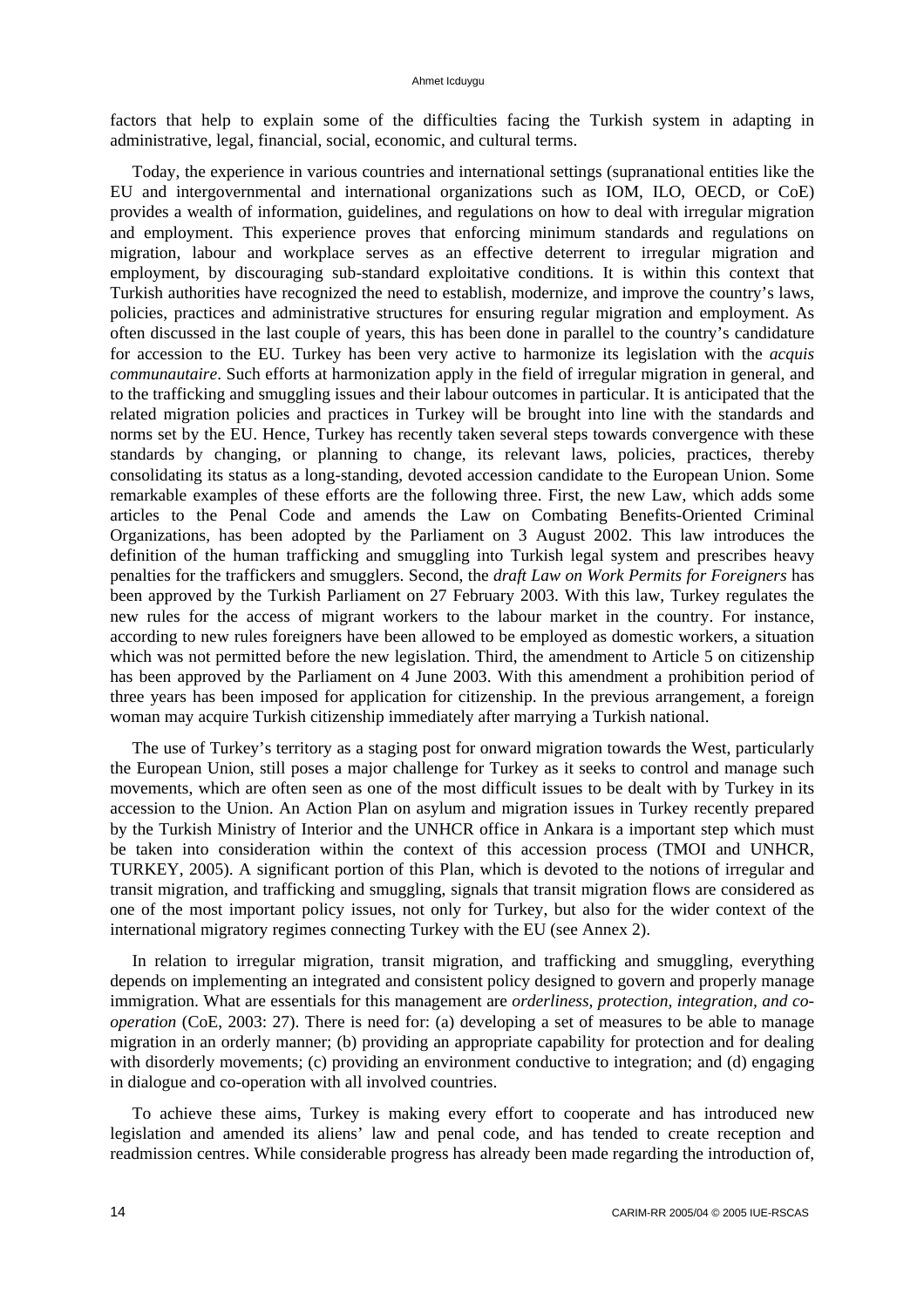factors that help to explain some of the difficulties facing the Turkish system in adapting in administrative, legal, financial, social, economic, and cultural terms.

Today, the experience in various countries and international settings (supranational entities like the EU and intergovernmental and international organizations such as IOM, ILO, OECD, or CoE) provides a wealth of information, guidelines, and regulations on how to deal with irregular migration and employment. This experience proves that enforcing minimum standards and regulations on migration, labour and workplace serves as an effective deterrent to irregular migration and employment, by discouraging sub-standard exploitative conditions. It is within this context that Turkish authorities have recognized the need to establish, modernize, and improve the country's laws, policies, practices and administrative structures for ensuring regular migration and employment. As often discussed in the last couple of years, this has been done in parallel to the country's candidature for accession to the EU. Turkey has been very active to harmonize its legislation with the *acquis communautaire*. Such efforts at harmonization apply in the field of irregular migration in general, and to the trafficking and smuggling issues and their labour outcomes in particular. It is anticipated that the related migration policies and practices in Turkey will be brought into line with the standards and norms set by the EU. Hence, Turkey has recently taken several steps towards convergence with these standards by changing, or planning to change, its relevant laws, policies, practices, thereby consolidating its status as a long-standing, devoted accession candidate to the European Union. Some remarkable examples of these efforts are the following three. First, the new Law, which adds some articles to the Penal Code and amends the Law on Combating Benefits-Oriented Criminal Organizations, has been adopted by the Parliament on 3 August 2002. This law introduces the definition of the human trafficking and smuggling into Turkish legal system and prescribes heavy penalties for the traffickers and smugglers. Second, the *draft Law on Work Permits for Foreigners* has been approved by the Turkish Parliament on 27 February 2003. With this law, Turkey regulates the new rules for the access of migrant workers to the labour market in the country. For instance, according to new rules foreigners have been allowed to be employed as domestic workers, a situation which was not permitted before the new legislation. Third, the amendment to Article 5 on citizenship has been approved by the Parliament on 4 June 2003. With this amendment a prohibition period of three years has been imposed for application for citizenship. In the previous arrangement, a foreign woman may acquire Turkish citizenship immediately after marrying a Turkish national.

The use of Turkey's territory as a staging post for onward migration towards the West, particularly the European Union, still poses a major challenge for Turkey as it seeks to control and manage such movements, which are often seen as one of the most difficult issues to be dealt with by Turkey in its accession to the Union. An Action Plan on asylum and migration issues in Turkey recently prepared by the Turkish Ministry of Interior and the UNHCR office in Ankara is a important step which must be taken into consideration within the context of this accession process (TMOI and UNHCR, TURKEY, 2005). A significant portion of this Plan, which is devoted to the notions of irregular and transit migration, and trafficking and smuggling, signals that transit migration flows are considered as one of the most important policy issues, not only for Turkey, but also for the wider context of the international migratory regimes connecting Turkey with the EU (see Annex 2).

In relation to irregular migration, transit migration, and trafficking and smuggling, everything depends on implementing an integrated and consistent policy designed to govern and properly manage immigration. What are essentials for this management are *orderliness, protection, integration, and co-operation* (CoE, 2003: 27). There is need for: (a) developing a set of measures to be able to manage migration in an orderly manner; (b) providing an appropriate capability for protection and for dealing with disorderly movements; (c) providing an environment conductive to integration; and (d) engaging in dialogue and co-operation with all involved countries.

To achieve these aims, Turkey is making every effort to cooperate and has introduced new legislation and amended its aliens' law and penal code, and has tended to create reception and readmission centres. While considerable progress has already been made regarding the introduction of,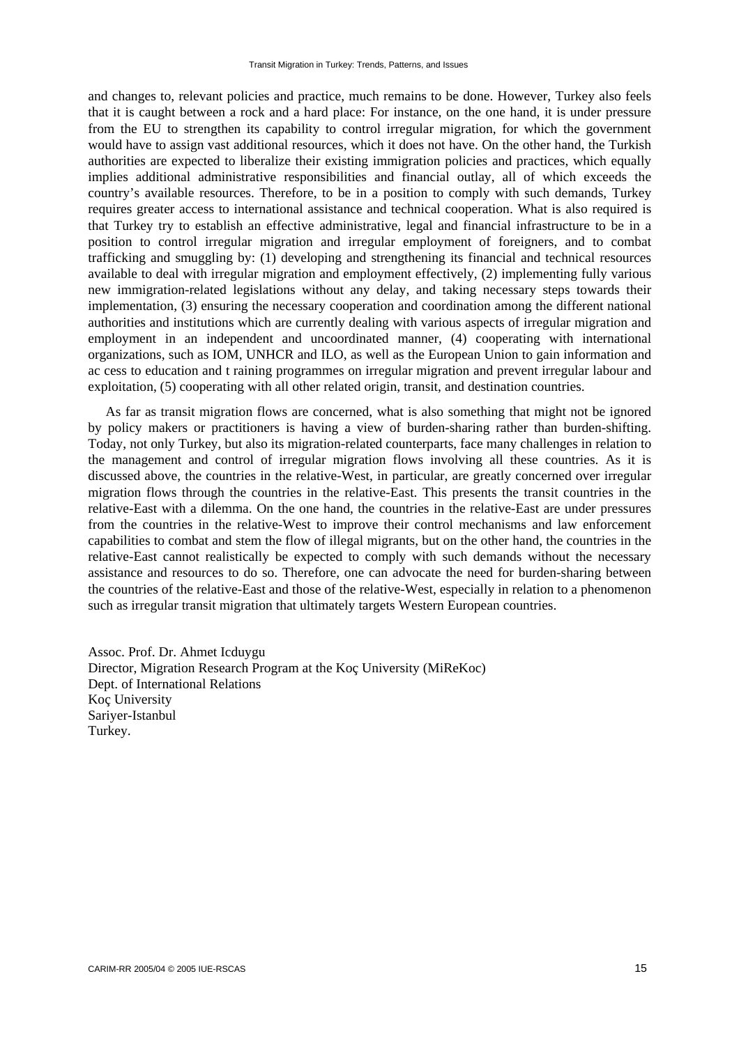and changes to, relevant policies and practice, much remains to be done. However, Turkey also feels that it is caught between a rock and a hard place: For instance, on the one hand, it is under pressure from the EU to strengthen its capability to control irregular migration, for which the government would have to assign vast additional resources, which it does not have. On the other hand, the Turkish authorities are expected to liberalize their existing immigration policies and practices, which equally implies additional administrative responsibilities and financial outlay, all of which exceeds the country's available resources. Therefore, to be in a position to comply with such demands, Turkey requires greater access to international assistance and technical cooperation. What is also required is that Turkey try to establish an effective administrative, legal and financial infrastructure to be in a position to control irregular migration and irregular employment of foreigners, and to combat trafficking and smuggling by: (1) developing and strengthening its financial and technical resources available to deal with irregular migration and employment effectively, (2) implementing fully various new immigration-related legislations without any delay, and taking necessary steps towards their implementation, (3) ensuring the necessary cooperation and coordination among the different national authorities and institutions which are currently dealing with various aspects of irregular migration and employment in an independent and uncoordinated manner, (4) cooperating with international organizations, such as IOM, UNHCR and ILO, as well as the European Union to gain information and ac cess to education and t raining programmes on irregular migration and prevent irregular labour and exploitation, (5) cooperating with all other related origin, transit, and destination countries.

As far as transit migration flows are concerned, what is also something that might not be ignored by policy makers or practitioners is having a view of burden-sharing rather than burden-shifting. Today, not only Turkey, but also its migration-related counterparts, face many challenges in relation to the management and control of irregular migration flows involving all these countries. As it is discussed above, the countries in the relative-West, in particular, are greatly concerned over irregular migration flows through the countries in the relative-East. This presents the transit countries in the relative-East with a dilemma. On the one hand, the countries in the relative-East are under pressures from the countries in the relative-West to improve their control mechanisms and law enforcement capabilities to combat and stem the flow of illegal migrants, but on the other hand, the countries in the relative-East cannot realistically be expected to comply with such demands without the necessary assistance and resources to do so. Therefore, one can advocate the need for burden-sharing between the countries of the relative-East and those of the relative-West, especially in relation to a phenomenon such as irregular transit migration that ultimately targets Western European countries.

Assoc. Prof. Dr. Ahmet Icduygu
Director, Migration Research Program at the Koç University (MiReKoc)
Dept. of International Relations
Koç University
Sariyer-Istanbul
Turkey.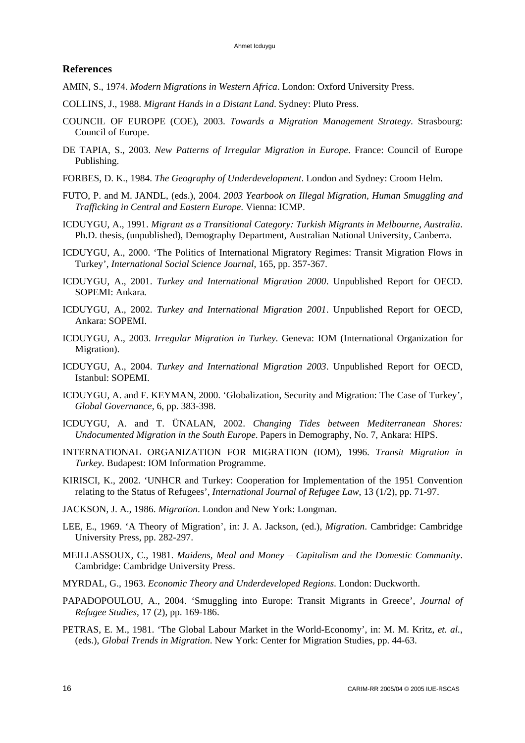## References

AMIN, S., 1974. *Modern Migrations in Western Africa*. London: Oxford University Press.

COLLINS, J., 1988. *Migrant Hands in a Distant Land*. Sydney: Pluto Press.

COUNCIL OF EUROPE (COE), 2003. *Towards a Migration Management Strategy*. Strasbourg: Council of Europe.

DE TAPIA, S., 2003. *New Patterns of Irregular Migration in Europe*. France: Council of Europe Publishing.

FORBES, D. K., 1984. *The Geography of Underdevelopment*. London and Sydney: Croom Helm.

FUTO, P. and M. JANDL, (eds.), 2004. *2003 Yearbook on Illegal Migration, Human Smuggling and Trafficking in Central and Eastern Europe*. Vienna: ICMP.

ICDUYGU, A., 1991. *Migrant as a Transitional Category: Turkish Migrants in Melbourne, Australia*. Ph.D. thesis, (unpublished), Demography Department, Australian National University, Canberra.

ICDUYGU, A., 2000. 'The Politics of International Migratory Regimes: Transit Migration Flows in Turkey', *International Social Science Journal*, 165, pp. 357-367.

ICDUYGU, A., 2001. *Turkey and International Migration 2000*. Unpublished Report for OECD. SOPEMI: Ankara.

ICDUYGU, A., 2002. *Turkey and International Migration 2001*. Unpublished Report for OECD, Ankara: SOPEMI.

ICDUYGU, A., 2003. *Irregular Migration in Turkey*. Geneva: IOM (International Organization for Migration).

ICDUYGU, A., 2004. *Turkey and International Migration 2003*. Unpublished Report for OECD, Istanbul: SOPEMI.

ICDUYGU, A. and F. KEYMAN, 2000. 'Globalization, Security and Migration: The Case of Turkey', *Global Governance*, 6, pp. 383-398.

ICDUYGU, A. and T. ÜNALAN, 2002. *Changing Tides between Mediterranean Shores: Undocumented Migration in the South Europe*. Papers in Demography, No. 7, Ankara: HIPS.

INTERNATIONAL ORGANIZATION FOR MIGRATION (IOM), 1996. *Transit Migration in Turkey*. Budapest: IOM Information Programme.

KIRISCI, K., 2002. 'UNHCR and Turkey: Cooperation for Implementation of the 1951 Convention relating to the Status of Refugees', *International Journal of Refugee Law*, 13 (1/2), pp. 71-97.

JACKSON, J. A., 1986. *Migration*. London and New York: Longman.

LEE, E., 1969. 'A Theory of Migration', in: J. A. Jackson, (ed.), *Migration*. Cambridge: Cambridge University Press, pp. 282-297.

MEILLASSOUX, C., 1981. *Maidens, Meal and Money – Capitalism and the Domestic Community*. Cambridge: Cambridge University Press.

MYRDAL, G., 1963. *Economic Theory and Underdeveloped Regions*. London: Duckworth.

PAPADOPOULOU, A., 2004. 'Smuggling into Europe: Transit Migrants in Greece', *Journal of Refugee Studies*, 17 (2), pp. 169-186.

PETRAS, E. M., 1981. 'The Global Labour Market in the World-Economy', in: M. M. Kritz, *et. al.*, (eds.), *Global Trends in Migration*. New York: Center for Migration Studies, pp. 44-63.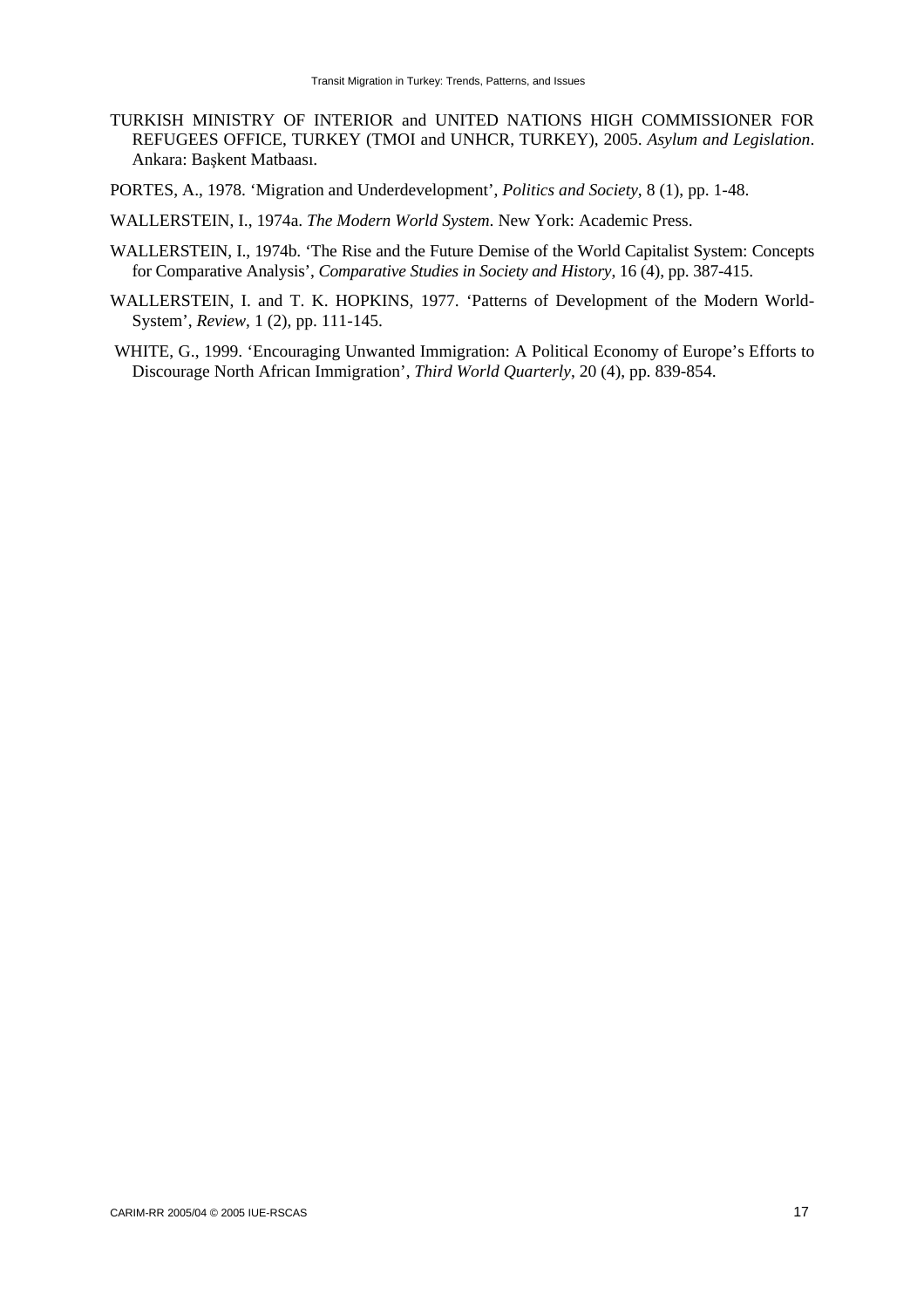TURKISH MINISTRY OF INTERIOR and UNITED NATIONS HIGH COMMISSIONER FOR REFUGEES OFFICE, TURKEY (TMOI and UNHCR, TURKEY), 2005. *Asylum and Legislation*. Ankara: Başkent Matbaası.

PORTES, A., 1978. 'Migration and Underdevelopment', *Politics and Society*, 8 (1), pp. 1-48.

WALLERSTEIN, I., 1974a. *The Modern World System*. New York: Academic Press.

WALLERSTEIN, I., 1974b. 'The Rise and the Future Demise of the World Capitalist System: Concepts for Comparative Analysis', *Comparative Studies in Society and History*, 16 (4), pp. 387-415.

WALLERSTEIN, I. and T. K. HOPKINS, 1977. 'Patterns of Development of the Modern World-System', *Review*, 1 (2), pp. 111-145.

WHITE, G., 1999. 'Encouraging Unwanted Immigration: A Political Economy of Europe's Efforts to Discourage North African Immigration', *Third World Quarterly*, 20 (4), pp. 839-854.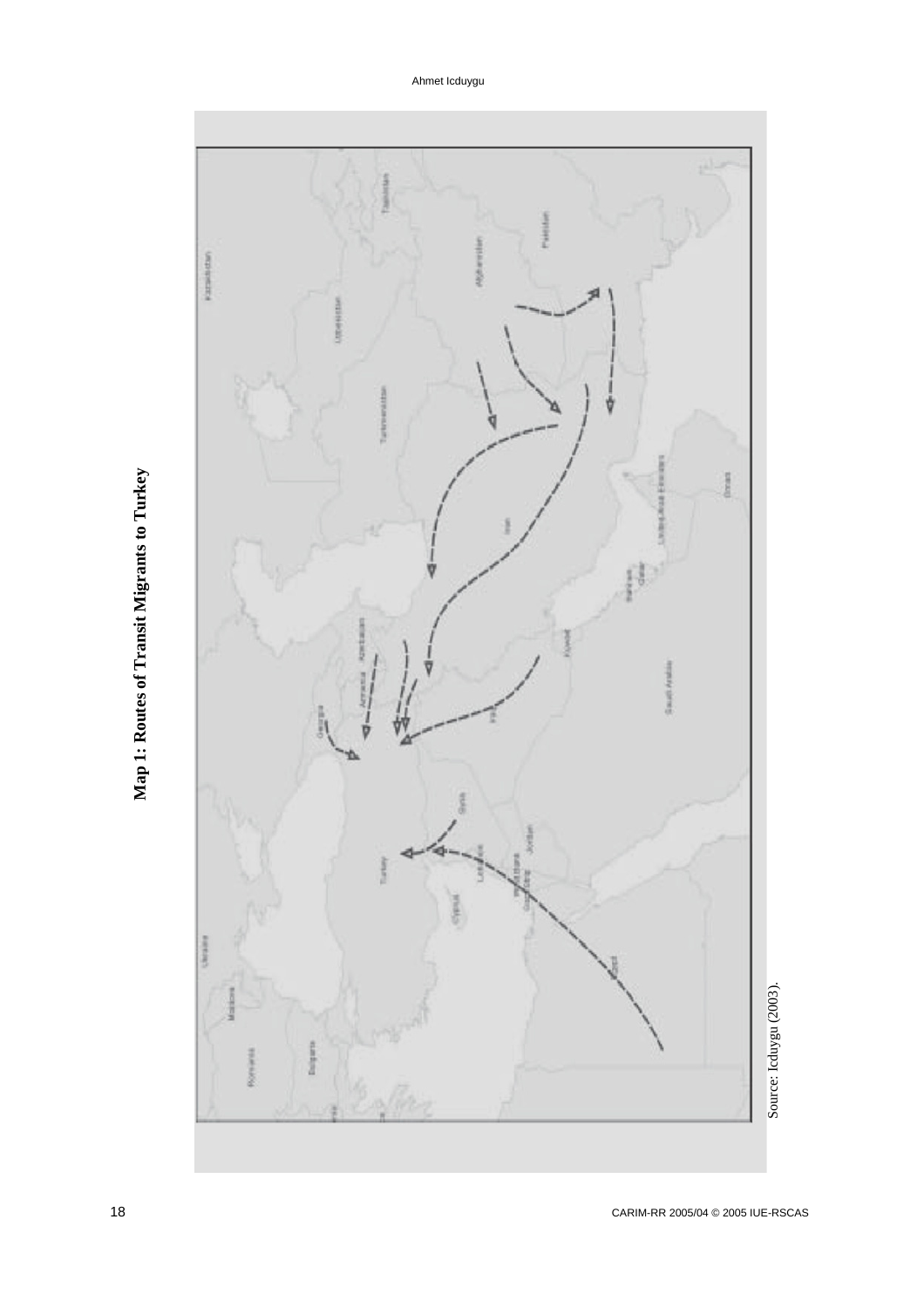**Map 1: Routes of Transit Migrants to Turkey**

Source: Icduygu (2003).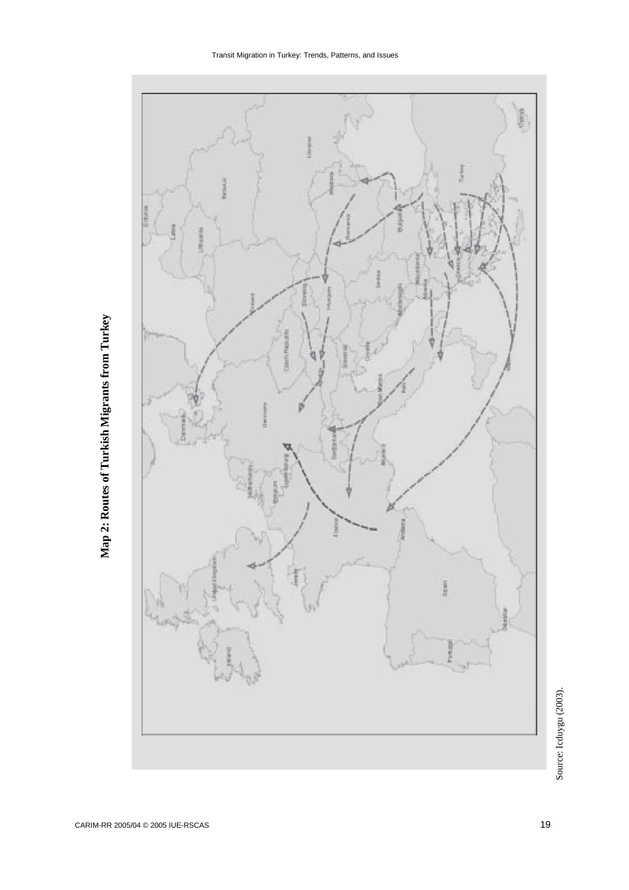**Map 2: Routes of Turkish Migrants from Turkey**

Source: Icduygu (2003).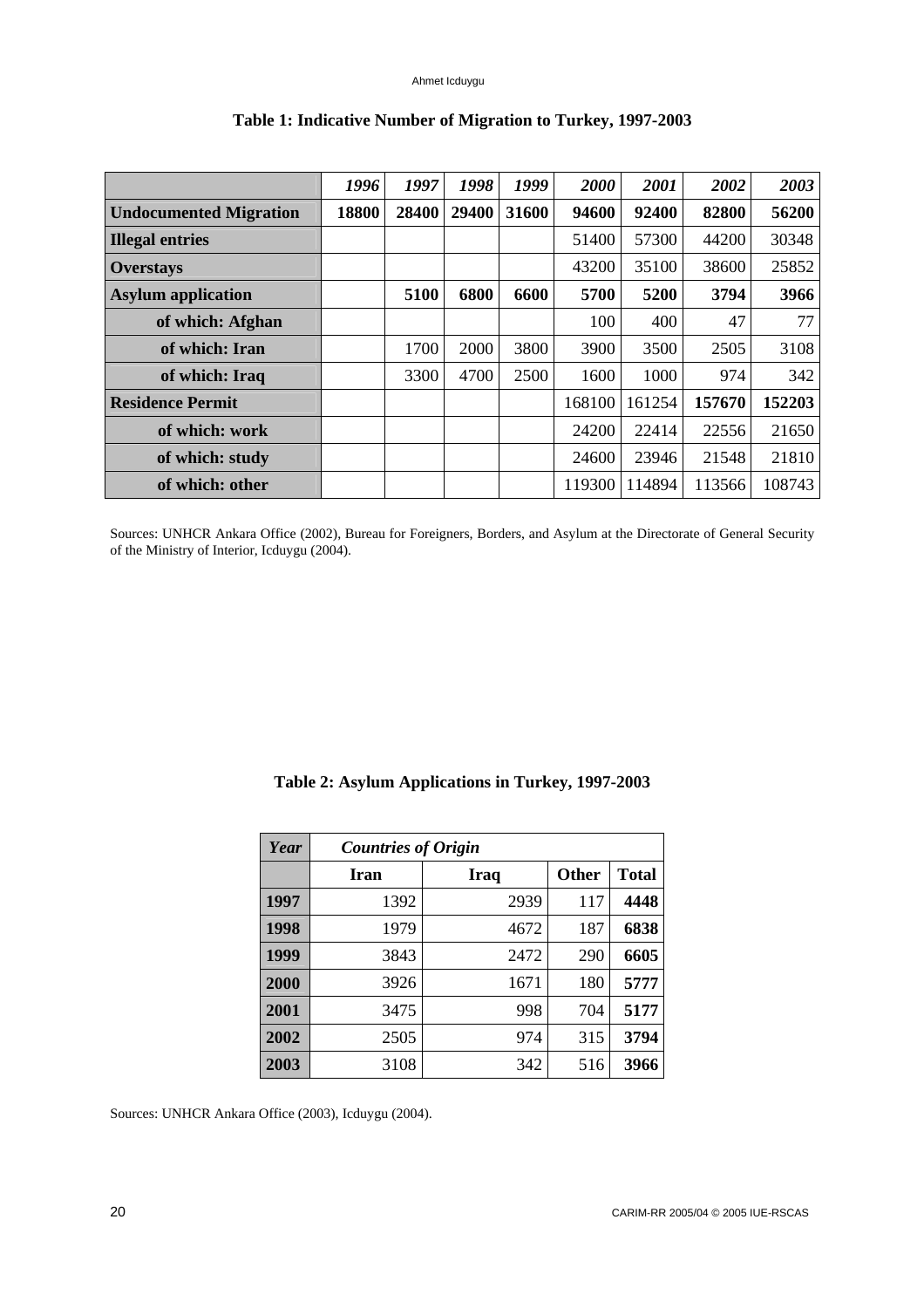**Table 1: Indicative Number of Migration to Turkey, 1997-2003**

| | *1996* | *1997* | *1998* | *1999* | *2000* | *2001* | *2002* | *2003* |
|---|---|---|---|---|---|---|---|---|
| **Undocumented Migration** | **18800** | **28400** | **29400** | **31600** | **94600** | **92400** | **82800** | **56200** |
| **Illegal entries** | | | | | 51400 | 57300 | 44200 | 30348 |
| **Overstays** | | | | | 43200 | 35100 | 38600 | 25852 |
| **Asylum application** | | **5100** | **6800** | **6600** | **5700** | **5200** | **3794** | **3966** |
| **of which: Afghan** | | | | | 100 | 400 | 47 | 77 |
| **of which: Iran** | | 1700 | 2000 | 3800 | 3900 | 3500 | 2505 | 3108 |
| **of which: Iraq** | | 3300 | 4700 | 2500 | 1600 | 1000 | 974 | 342 |
| **Residence Permit** | | | | | 168100 | 161254 | **157670** | **152203** |
| **of which: work** | | | | | 24200 | 22414 | 22556 | 21650 |
| **of which: study** | | | | | 24600 | 23946 | 21548 | 21810 |
| **of which: other** | | | | | 119300 | 114894 | 113566 | 108743 |

Sources: UNHCR Ankara Office (2002), Bureau for Foreigners, Borders, and Asylum at the Directorate of General Security of the Ministry of Interior, Icduygu (2004).

**Table 2: Asylum Applications in Turkey, 1997-2003**

| *Year* | *Countries of Origin* | | | |
|---|---|---|---|---|
| | **Iran** | **Iraq** | **Other** | **Total** |
| **1997** | 1392 | 2939 | 117 | **4448** |
| **1998** | 1979 | 4672 | 187 | **6838** |
| **1999** | 3843 | 2472 | 290 | **6605** |
| **2000** | 3926 | 1671 | 180 | **5777** |
| **2001** | 3475 | 998 | 704 | **5177** |
| **2002** | 2505 | 974 | 315 | **3794** |
| **2003** | 3108 | 342 | 516 | **3966** |

Sources: UNHCR Ankara Office (2003), Icduygu (2004).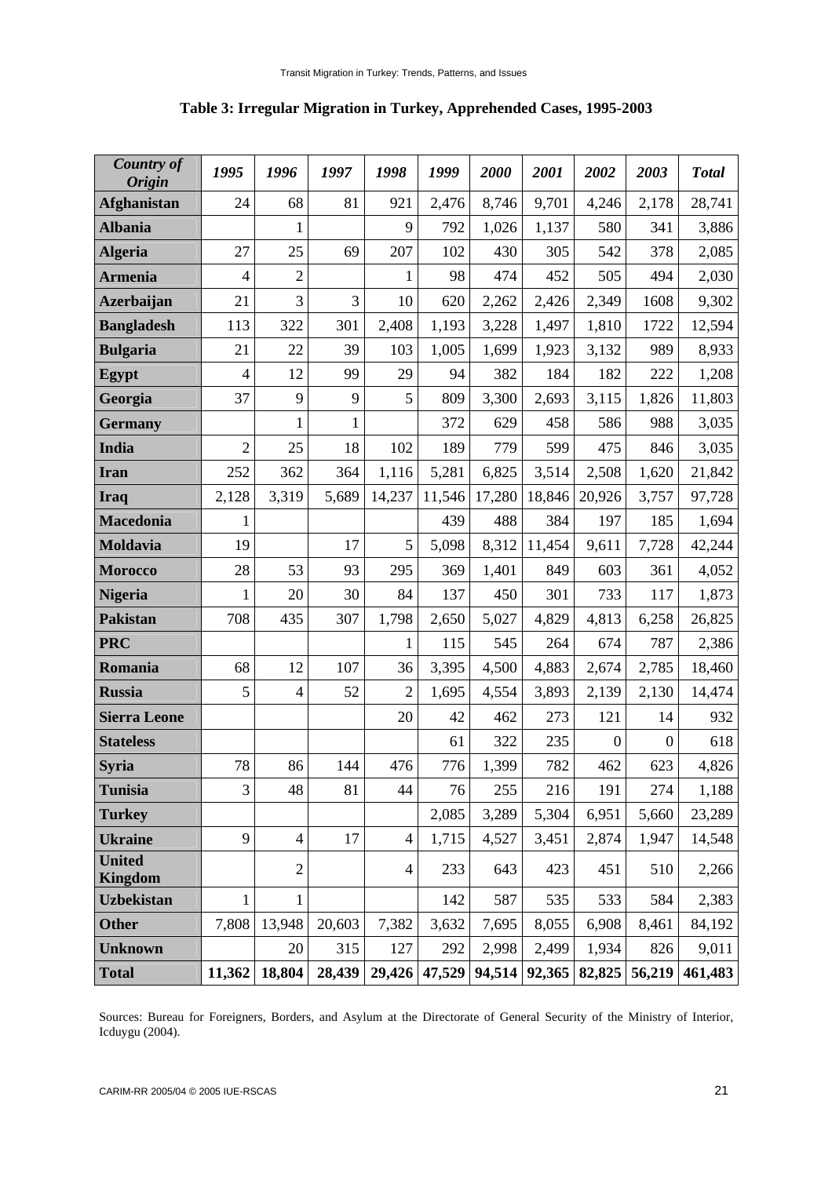**Table 3: Irregular Migration in Turkey, Apprehended Cases, 1995-2003**

| *Country of Origin* | *1995* | *1996* | *1997* | *1998* | *1999* | *2000* | *2001* | *2002* | *2003* | *Total* |
|---|---|---|---|---|---|---|---|---|---|---|
| **Afghanistan** | 24 | 68 | 81 | 921 | 2,476 | 8,746 | 9,701 | 4,246 | 2,178 | 28,741 |
| **Albania** | | 1 | | 9 | 792 | 1,026 | 1,137 | 580 | 341 | 3,886 |
| **Algeria** | 27 | 25 | 69 | 207 | 102 | 430 | 305 | 542 | 378 | 2,085 |
| **Armenia** | 4 | 2 | | 1 | 98 | 474 | 452 | 505 | 494 | 2,030 |
| **Azerbaijan** | 21 | 3 | 3 | 10 | 620 | 2,262 | 2,426 | 2,349 | 1608 | 9,302 |
| **Bangladesh** | 113 | 322 | 301 | 2,408 | 1,193 | 3,228 | 1,497 | 1,810 | 1722 | 12,594 |
| **Bulgaria** | 21 | 22 | 39 | 103 | 1,005 | 1,699 | 1,923 | 3,132 | 989 | 8,933 |
| **Egypt** | 4 | 12 | 99 | 29 | 94 | 382 | 184 | 182 | 222 | 1,208 |
| **Georgia** | 37 | 9 | 9 | 5 | 809 | 3,300 | 2,693 | 3,115 | 1,826 | 11,803 |
| **Germany** | | 1 | 1 | | 372 | 629 | 458 | 586 | 988 | 3,035 |
| **India** | 2 | 25 | 18 | 102 | 189 | 779 | 599 | 475 | 846 | 3,035 |
| **Iran** | 252 | 362 | 364 | 1,116 | 5,281 | 6,825 | 3,514 | 2,508 | 1,620 | 21,842 |
| **Iraq** | 2,128 | 3,319 | 5,689 | 14,237 | 11,546 | 17,280 | 18,846 | 20,926 | 3,757 | 97,728 |
| **Macedonia** | 1 | | | | 439 | 488 | 384 | 197 | 185 | 1,694 |
| **Moldavia** | 19 | | 17 | 5 | 5,098 | 8,312 | 11,454 | 9,611 | 7,728 | 42,244 |
| **Morocco** | 28 | 53 | 93 | 295 | 369 | 1,401 | 849 | 603 | 361 | 4,052 |
| **Nigeria** | 1 | 20 | 30 | 84 | 137 | 450 | 301 | 733 | 117 | 1,873 |
| **Pakistan** | 708 | 435 | 307 | 1,798 | 2,650 | 5,027 | 4,829 | 4,813 | 6,258 | 26,825 |
| **PRC** | | | | 1 | 115 | 545 | 264 | 674 | 787 | 2,386 |
| **Romania** | 68 | 12 | 107 | 36 | 3,395 | 4,500 | 4,883 | 2,674 | 2,785 | 18,460 |
| **Russia** | 5 | 4 | 52 | 2 | 1,695 | 4,554 | 3,893 | 2,139 | 2,130 | 14,474 |
| **Sierra Leone** | | | | 20 | 42 | 462 | 273 | 121 | 14 | 932 |
| **Stateless** | | | | | 61 | 322 | 235 | 0 | 0 | 618 |
| **Syria** | 78 | 86 | 144 | 476 | 776 | 1,399 | 782 | 462 | 623 | 4,826 |
| **Tunisia** | 3 | 48 | 81 | 44 | 76 | 255 | 216 | 191 | 274 | 1,188 |
| **Turkey** | | | | | 2,085 | 3,289 | 5,304 | 6,951 | 5,660 | 23,289 |
| **Ukraine** | 9 | 4 | 17 | 4 | 1,715 | 4,527 | 3,451 | 2,874 | 1,947 | 14,548 |
| **United Kingdom** | | 2 | | 4 | 233 | 643 | 423 | 451 | 510 | 2,266 |
| **Uzbekistan** | 1 | 1 | | | 142 | 587 | 535 | 533 | 584 | 2,383 |
| **Other** | 7,808 | 13,948 | 20,603 | 7,382 | 3,632 | 7,695 | 8,055 | 6,908 | 8,461 | 84,192 |
| **Unknown** | | 20 | 315 | 127 | 292 | 2,998 | 2,499 | 1,934 | 826 | 9,011 |
| **Total** | **11,362** | **18,804** | **28,439** | **29,426** | **47,529** | **94,514** | **92,365** | **82,825** | **56,219** | **461,483** |

Sources: Bureau for Foreigners, Borders, and Asylum at the Directorate of General Security of the Ministry of Interior, Icduygu (2004).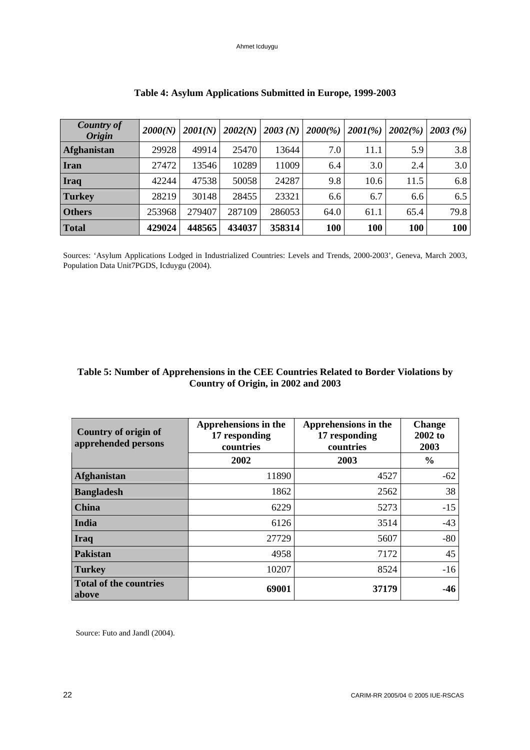**Table 4: Asylum Applications Submitted in Europe, 1999-2003**

| *Country of Origin* | *2000(N)* | *2001(N)* | *2002(N)* | *2003 (N)* | *2000(%)* | *2001(%)* | *2002(%)* | *2003 (%)* |
|---|---|---|---|---|---|---|---|---|
| **Afghanistan** | 29928 | 49914 | 25470 | 13644 | 7.0 | 11.1 | 5.9 | 3.8 |
| **Iran** | 27472 | 13546 | 10289 | 11009 | 6.4 | 3.0 | 2.4 | 3.0 |
| **Iraq** | 42244 | 47538 | 50058 | 24287 | 9.8 | 10.6 | 11.5 | 6.8 |
| **Turkey** | 28219 | 30148 | 28455 | 23321 | 6.6 | 6.7 | 6.6 | 6.5 |
| **Others** | 253968 | 279407 | 287109 | 286053 | 64.0 | 61.1 | 65.4 | 79.8 |
| **Total** | **429024** | **448565** | **434037** | **358314** | **100** | **100** | **100** | **100** |

Sources: 'Asylum Applications Lodged in Industrialized Countries: Levels and Trends, 2000-2003', Geneva, March 2003, Population Data Unit7PGDS, Icduygu (2004).

**Table 5: Number of Apprehensions in the CEE Countries Related to Border Violations by Country of Origin, in 2002 and 2003**

| **Country of origin of apprehended persons** | **Apprehensions in the 17 responding countries** | **Apprehensions in the 17 responding countries** | **Change 2002 to 2003** |
|---|---|---|---|
| | **2002** | **2003** | **%** |
| **Afghanistan** | 11890 | 4527 | -62 |
| **Bangladesh** | 1862 | 2562 | 38 |
| **China** | 6229 | 5273 | -15 |
| **India** | 6126 | 3514 | -43 |
| **Iraq** | 27729 | 5607 | -80 |
| **Pakistan** | 4958 | 7172 | 45 |
| **Turkey** | 10207 | 8524 | -16 |
| **Total of the countries above** | **69001** | **37179** | **-46** |

Source: Futo and Jandl (2004).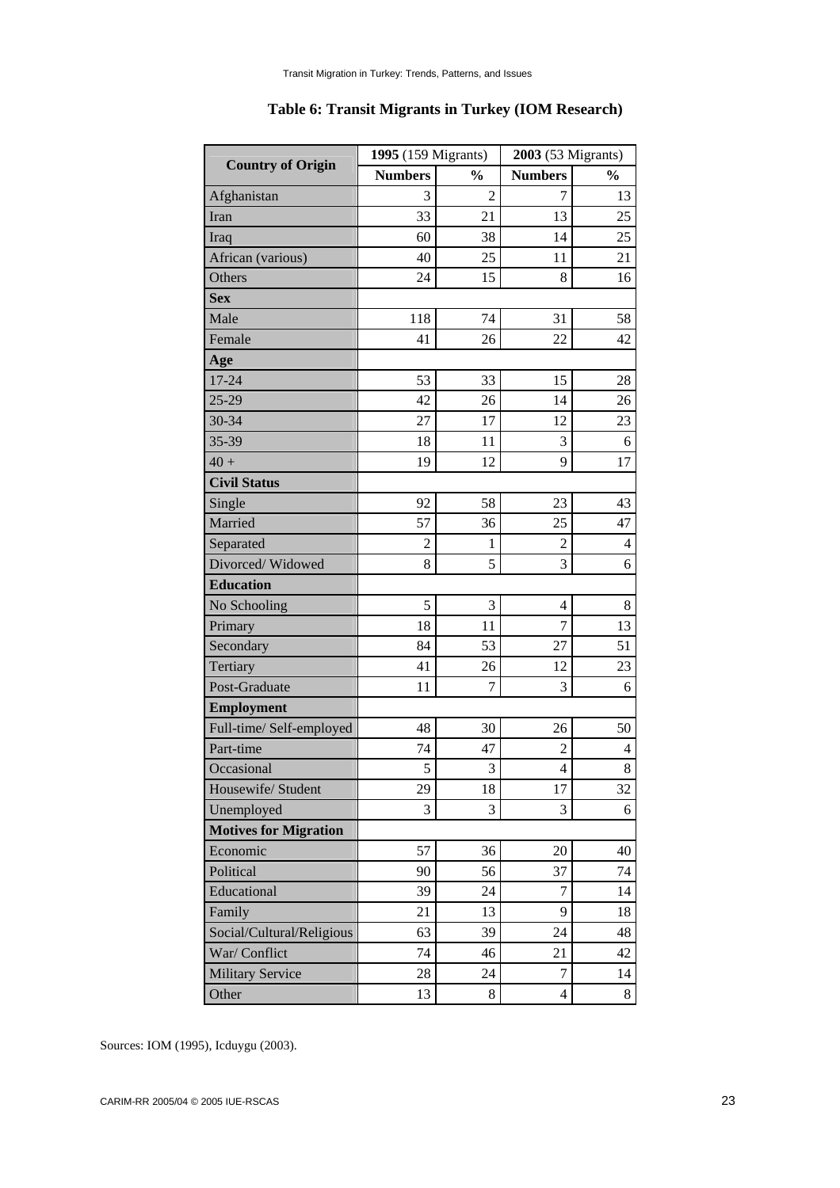**Table 6: Transit Migrants in Turkey (IOM Research)**

| Country of Origin | 1995 (159 Migrants) | | 2003 (53 Migrants) | |
|---|---|---|---|---|
| | Numbers | % | Numbers | % |
| Afghanistan | 3 | 2 | 7 | 13 |
| Iran | 33 | 21 | 13 | 25 |
| Iraq | 60 | 38 | 14 | 25 |
| African (various) | 40 | 25 | 11 | 21 |
| Others | 24 | 15 | 8 | 16 |
| **Sex** | | | | |
| Male | 118 | 74 | 31 | 58 |
| Female | 41 | 26 | 22 | 42 |
| **Age** | | | | |
| 17-24 | 53 | 33 | 15 | 28 |
| 25-29 | 42 | 26 | 14 | 26 |
| 30-34 | 27 | 17 | 12 | 23 |
| 35-39 | 18 | 11 | 3 | 6 |
| 40 + | 19 | 12 | 9 | 17 |
| **Civil Status** | | | | |
| Single | 92 | 58 | 23 | 43 |
| Married | 57 | 36 | 25 | 47 |
| Separated | 2 | 1 | 2 | 4 |
| Divorced/ Widowed | 8 | 5 | 3 | 6 |
| **Education** | | | | |
| No Schooling | 5 | 3 | 4 | 8 |
| Primary | 18 | 11 | 7 | 13 |
| Secondary | 84 | 53 | 27 | 51 |
| Tertiary | 41 | 26 | 12 | 23 |
| Post-Graduate | 11 | 7 | 3 | 6 |
| **Employment** | | | | |
| Full-time/ Self-employed | 48 | 30 | 26 | 50 |
| Part-time | 74 | 47 | 2 | 4 |
| Occasional | 5 | 3 | 4 | 8 |
| Housewife/ Student | 29 | 18 | 17 | 32 |
| Unemployed | 3 | 3 | 3 | 6 |
| **Motives for Migration** | | | | |
| Economic | 57 | 36 | 20 | 40 |
| Political | 90 | 56 | 37 | 74 |
| Educational | 39 | 24 | 7 | 14 |
| Family | 21 | 13 | 9 | 18 |
| Social/Cultural/Religious | 63 | 39 | 24 | 48 |
| War/ Conflict | 74 | 46 | 21 | 42 |
| Military Service | 28 | 24 | 7 | 14 |
| Other | 13 | 8 | 4 | 8 |

Sources: IOM (1995), Icduygu (2003).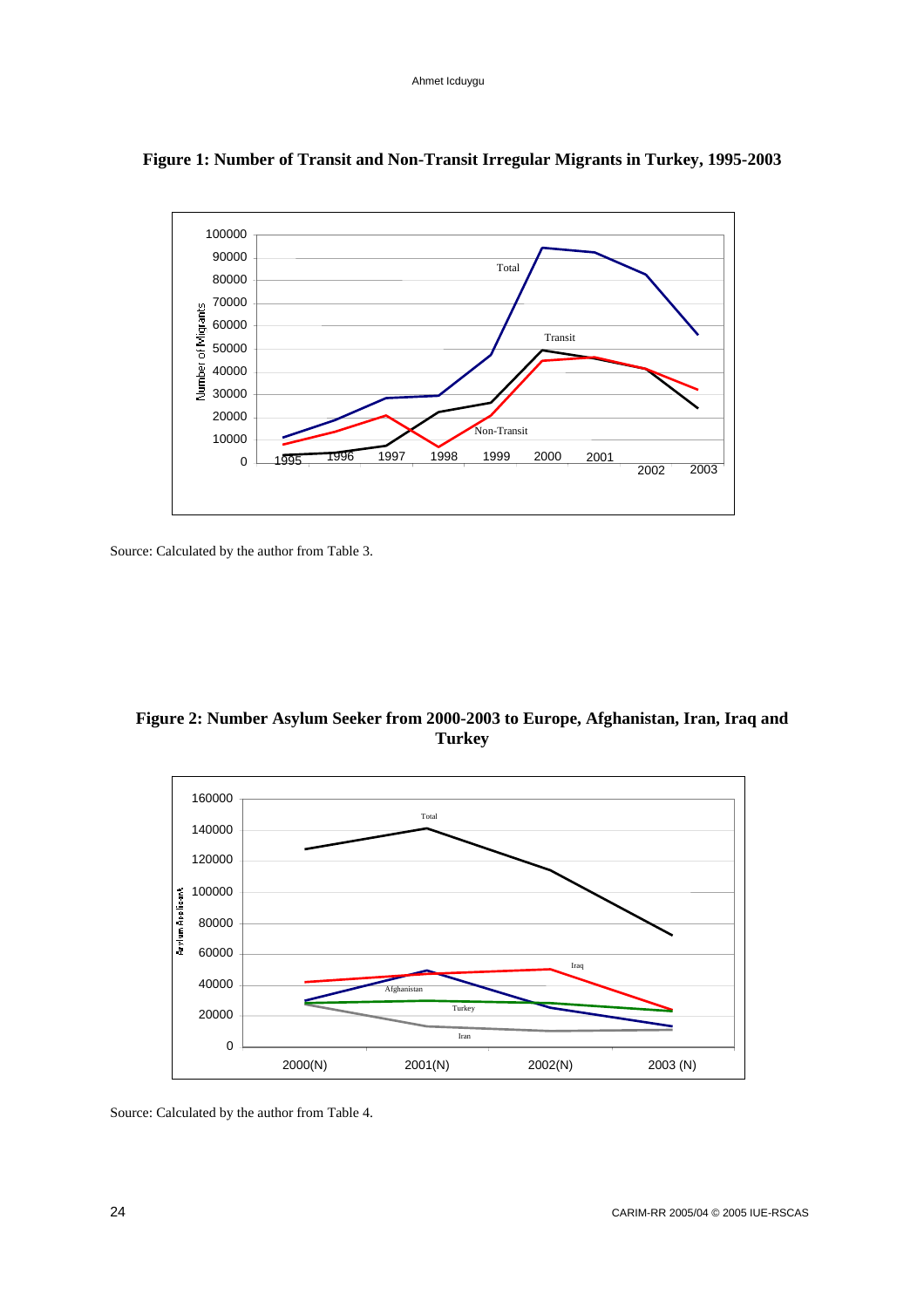**Figure 1: Number of Transit and Non-Transit Irregular Migrants in Turkey, 1995-2003**

Source: Calculated by the author from Table 3.

**Figure 2: Number Asylum Seeker from 2000-2003 to Europe, Afghanistan, Iran, Iraq and Turkey**

Source: Calculated by the author from Table 4.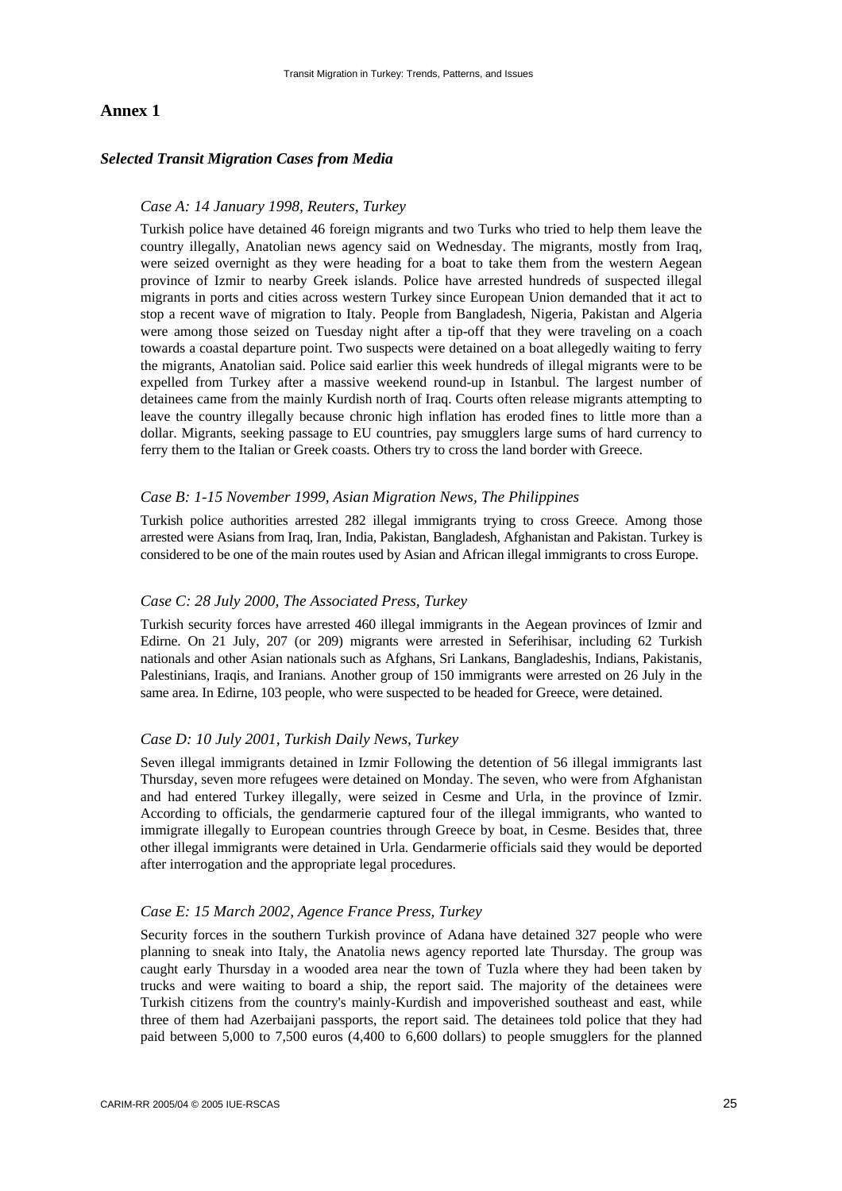## Annex 1

### *Selected Transit Migration Cases from Media*

*Case A: 14 January 1998, Reuters, Turkey*

Turkish police have detained 46 foreign migrants and two Turks who tried to help them leave the country illegally, Anatolian news agency said on Wednesday. The migrants, mostly from Iraq, were seized overnight as they were heading for a boat to take them from the western Aegean province of Izmir to nearby Greek islands. Police have arrested hundreds of suspected illegal migrants in ports and cities across western Turkey since European Union demanded that it act to stop a recent wave of migration to Italy. People from Bangladesh, Nigeria, Pakistan and Algeria were among those seized on Tuesday night after a tip-off that they were traveling on a coach towards a coastal departure point. Two suspects were detained on a boat allegedly waiting to ferry the migrants, Anatolian said. Police said earlier this week hundreds of illegal migrants were to be expelled from Turkey after a massive weekend round-up in Istanbul. The largest number of detainees came from the mainly Kurdish north of Iraq. Courts often release migrants attempting to leave the country illegally because chronic high inflation has eroded fines to little more than a dollar. Migrants, seeking passage to EU countries, pay smugglers large sums of hard currency to ferry them to the Italian or Greek coasts. Others try to cross the land border with Greece.

*Case B: 1-15 November 1999, Asian Migration News, The Philippines*

Turkish police authorities arrested 282 illegal immigrants trying to cross Greece. Among those arrested were Asians from Iraq, Iran, India, Pakistan, Bangladesh, Afghanistan and Pakistan. Turkey is considered to be one of the main routes used by Asian and African illegal immigrants to cross Europe.

*Case C: 28 July 2000, The Associated Press, Turkey*

Turkish security forces have arrested 460 illegal immigrants in the Aegean provinces of Izmir and Edirne. On 21 July, 207 (or 209) migrants were arrested in Seferihisar, including 62 Turkish nationals and other Asian nationals such as Afghans, Sri Lankans, Bangladeshis, Indians, Pakistanis, Palestinians, Iraqis, and Iranians. Another group of 150 immigrants were arrested on 26 July in the same area. In Edirne, 103 people, who were suspected to be headed for Greece, were detained.

*Case D: 10 July 2001, Turkish Daily News, Turkey*

Seven illegal immigrants detained in Izmir Following the detention of 56 illegal immigrants last Thursday, seven more refugees were detained on Monday. The seven, who were from Afghanistan and had entered Turkey illegally, were seized in Cesme and Urla, in the province of Izmir. According to officials, the gendarmerie captured four of the illegal immigrants, who wanted to immigrate illegally to European countries through Greece by boat, in Cesme. Besides that, three other illegal immigrants were detained in Urla. Gendarmerie officials said they would be deported after interrogation and the appropriate legal procedures.

*Case E: 15 March 2002, Agence France Press, Turkey*

Security forces in the southern Turkish province of Adana have detained 327 people who were planning to sneak into Italy, the Anatolia news agency reported late Thursday. The group was caught early Thursday in a wooded area near the town of Tuzla where they had been taken by trucks and were waiting to board a ship, the report said. The majority of the detainees were Turkish citizens from the country's mainly-Kurdish and impoverished southeast and east, while three of them had Azerbaijani passports, the report said. The detainees told police that they had paid between 5,000 to 7,500 euros (4,400 to 6,600 dollars) to people smugglers for the planned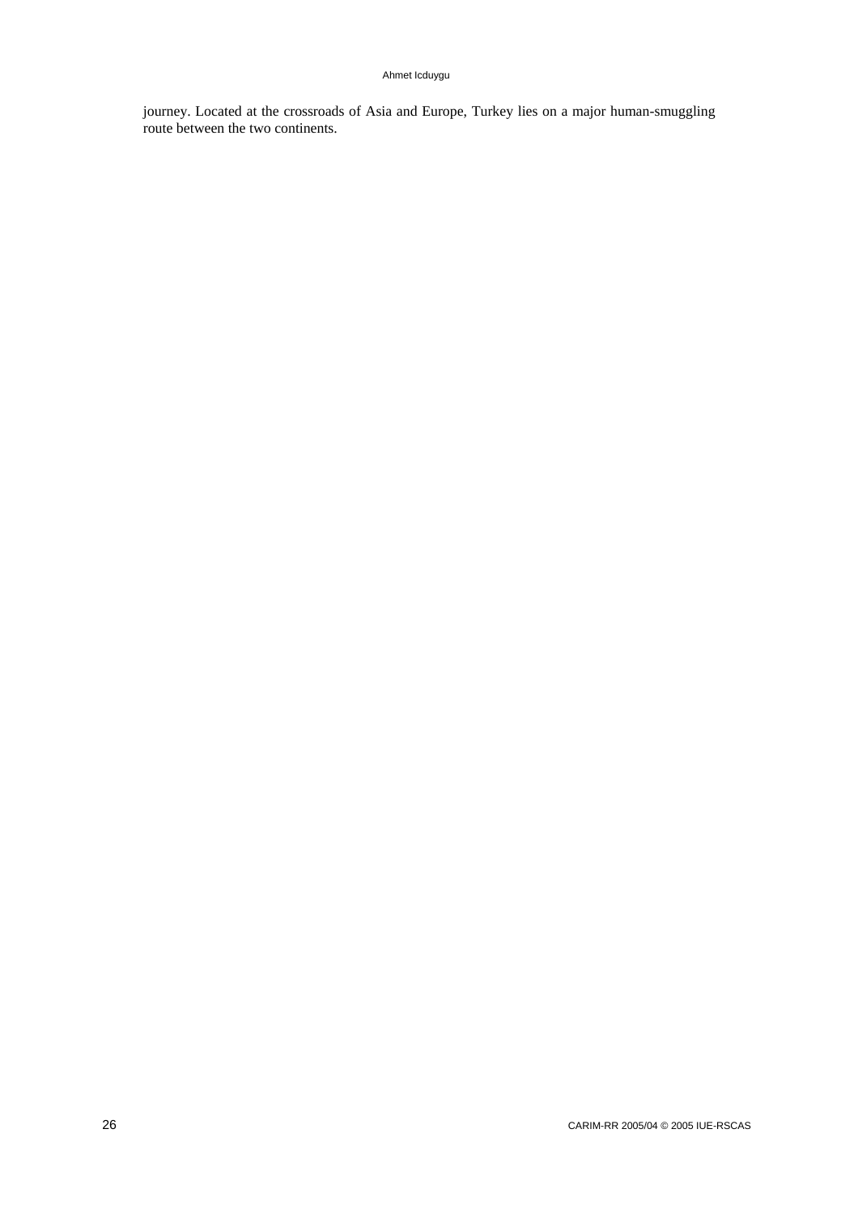journey. Located at the crossroads of Asia and Europe, Turkey lies on a major human-smuggling route between the two continents.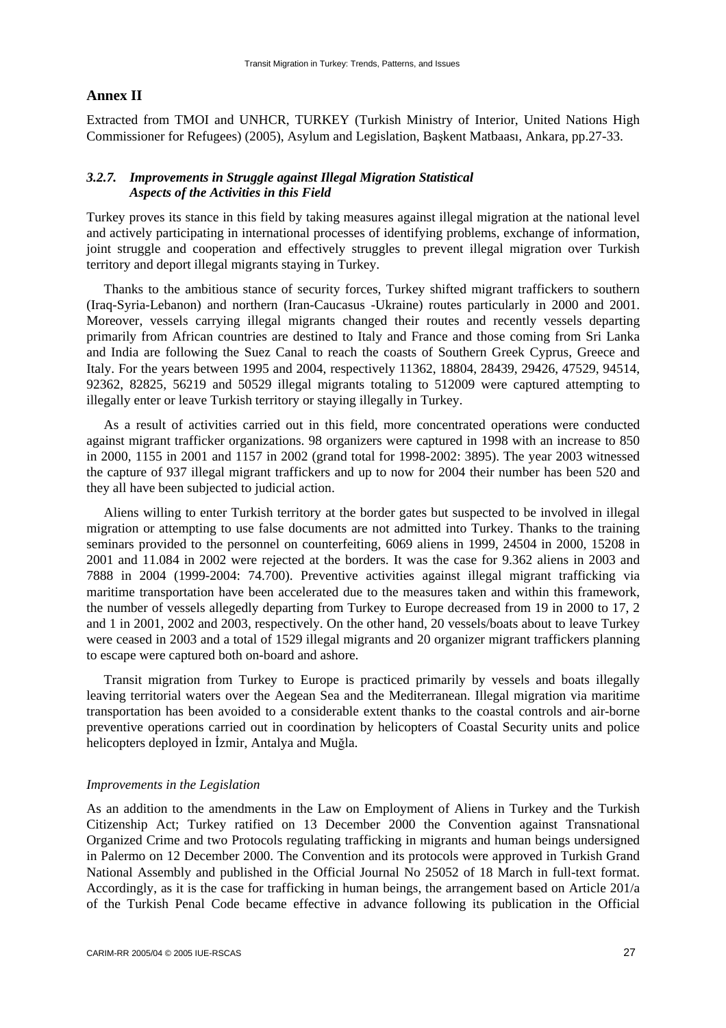## Annex II

Extracted from TMOI and UNHCR, TURKEY (Turkish Ministry of Interior, United Nations High Commissioner for Refugees) (2005), Asylum and Legislation, Başkent Matbaası, Ankara, pp.27-33.

### *3.2.7. Improvements in Struggle against Illegal Migration Statistical Aspects of the Activities in this Field*

Turkey proves its stance in this field by taking measures against illegal migration at the national level and actively participating in international processes of identifying problems, exchange of information, joint struggle and cooperation and effectively struggles to prevent illegal migration over Turkish territory and deport illegal migrants staying in Turkey.

Thanks to the ambitious stance of security forces, Turkey shifted migrant traffickers to southern (Iraq-Syria-Lebanon) and northern (Iran-Caucasus -Ukraine) routes particularly in 2000 and 2001. Moreover, vessels carrying illegal migrants changed their routes and recently vessels departing primarily from African countries are destined to Italy and France and those coming from Sri Lanka and India are following the Suez Canal to reach the coasts of Southern Greek Cyprus, Greece and Italy. For the years between 1995 and 2004, respectively 11362, 18804, 28439, 29426, 47529, 94514, 92362, 82825, 56219 and 50529 illegal migrants totaling to 512009 were captured attempting to illegally enter or leave Turkish territory or staying illegally in Turkey.

As a result of activities carried out in this field, more concentrated operations were conducted against migrant trafficker organizations. 98 organizers were captured in 1998 with an increase to 850 in 2000, 1155 in 2001 and 1157 in 2002 (grand total for 1998-2002: 3895). The year 2003 witnessed the capture of 937 illegal migrant traffickers and up to now for 2004 their number has been 520 and they all have been subjected to judicial action.

Aliens willing to enter Turkish territory at the border gates but suspected to be involved in illegal migration or attempting to use false documents are not admitted into Turkey. Thanks to the training seminars provided to the personnel on counterfeiting, 6069 aliens in 1999, 24504 in 2000, 15208 in 2001 and 11.084 in 2002 were rejected at the borders. It was the case for 9.362 aliens in 2003 and 7888 in 2004 (1999-2004: 74.700). Preventive activities against illegal migrant trafficking via maritime transportation have been accelerated due to the measures taken and within this framework, the number of vessels allegedly departing from Turkey to Europe decreased from 19 in 2000 to 17, 2 and 1 in 2001, 2002 and 2003, respectively. On the other hand, 20 vessels/boats about to leave Turkey were ceased in 2003 and a total of 1529 illegal migrants and 20 organizer migrant traffickers planning to escape were captured both on-board and ashore.

Transit migration from Turkey to Europe is practiced primarily by vessels and boats illegally leaving territorial waters over the Aegean Sea and the Mediterranean. Illegal migration via maritime transportation has been avoided to a considerable extent thanks to the coastal controls and air-borne preventive operations carried out in coordination by helicopters of Coastal Security units and police helicopters deployed in İzmir, Antalya and Muğla.

*Improvements in the Legislation*

As an addition to the amendments in the Law on Employment of Aliens in Turkey and the Turkish Citizenship Act; Turkey ratified on 13 December 2000 the Convention against Transnational Organized Crime and two Protocols regulating trafficking in migrants and human beings undersigned in Palermo on 12 December 2000. The Convention and its protocols were approved in Turkish Grand National Assembly and published in the Official Journal No 25052 of 18 March in full-text format. Accordingly, as it is the case for trafficking in human beings, the arrangement based on Article 201/a of the Turkish Penal Code became effective in advance following its publication in the Official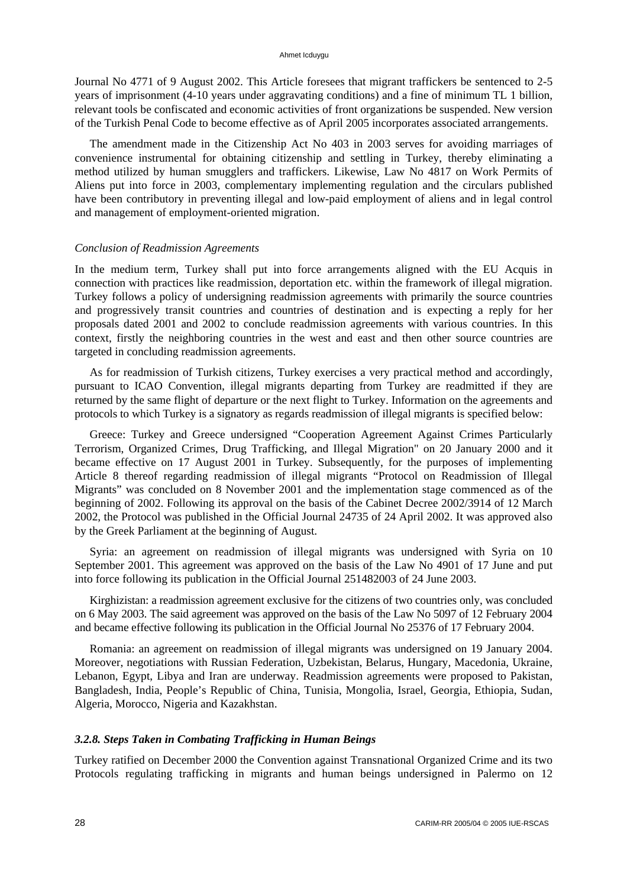Journal No 4771 of 9 August 2002. This Article foresees that migrant traffickers be sentenced to 2-5 years of imprisonment (4-10 years under aggravating conditions) and a fine of minimum TL 1 billion, relevant tools be confiscated and economic activities of front organizations be suspended. New version of the Turkish Penal Code to become effective as of April 2005 incorporates associated arrangements.

The amendment made in the Citizenship Act No 403 in 2003 serves for avoiding marriages of convenience instrumental for obtaining citizenship and settling in Turkey, thereby eliminating a method utilized by human smugglers and traffickers. Likewise, Law No 4817 on Work Permits of Aliens put into force in 2003, complementary implementing regulation and the circulars published have been contributory in preventing illegal and low-paid employment of aliens and in legal control and management of employment-oriented migration.

*Conclusion of Readmission Agreements*

In the medium term, Turkey shall put into force arrangements aligned with the EU Acquis in connection with practices like readmission, deportation etc. within the framework of illegal migration. Turkey follows a policy of undersigning readmission agreements with primarily the source countries and progressively transit countries and countries of destination and is expecting a reply for her proposals dated 2001 and 2002 to conclude readmission agreements with various countries. In this context, firstly the neighboring countries in the west and east and then other source countries are targeted in concluding readmission agreements.

As for readmission of Turkish citizens, Turkey exercises a very practical method and accordingly, pursuant to ICAO Convention, illegal migrants departing from Turkey are readmitted if they are returned by the same flight of departure or the next flight to Turkey. Information on the agreements and protocols to which Turkey is a signatory as regards readmission of illegal migrants is specified below:

Greece: Turkey and Greece undersigned "Cooperation Agreement Against Crimes Particularly Terrorism, Organized Crimes, Drug Trafficking, and Illegal Migration" on 20 January 2000 and it became effective on 17 August 2001 in Turkey. Subsequently, for the purposes of implementing Article 8 thereof regarding readmission of illegal migrants "Protocol on Readmission of Illegal Migrants" was concluded on 8 November 2001 and the implementation stage commenced as of the beginning of 2002. Following its approval on the basis of the Cabinet Decree 2002/3914 of 12 March 2002, the Protocol was published in the Official Journal 24735 of 24 April 2002. It was approved also by the Greek Parliament at the beginning of August.

Syria: an agreement on readmission of illegal migrants was undersigned with Syria on 10 September 2001. This agreement was approved on the basis of the Law No 4901 of 17 June and put into force following its publication in the Official Journal 251482003 of 24 June 2003.

Kirghizistan: a readmission agreement exclusive for the citizens of two countries only, was concluded on 6 May 2003. The said agreement was approved on the basis of the Law No 5097 of 12 February 2004 and became effective following its publication in the Official Journal No 25376 of 17 February 2004.

Romania: an agreement on readmission of illegal migrants was undersigned on 19 January 2004. Moreover, negotiations with Russian Federation, Uzbekistan, Belarus, Hungary, Macedonia, Ukraine, Lebanon, Egypt, Libya and Iran are underway. Readmission agreements were proposed to Pakistan, Bangladesh, India, People's Republic of China, Tunisia, Mongolia, Israel, Georgia, Ethiopia, Sudan, Algeria, Morocco, Nigeria and Kazakhstan.

### *3.2.8. Steps Taken in Combating Trafficking in Human Beings*

Turkey ratified on December 2000 the Convention against Transnational Organized Crime and its two Protocols regulating trafficking in migrants and human beings undersigned in Palermo on 12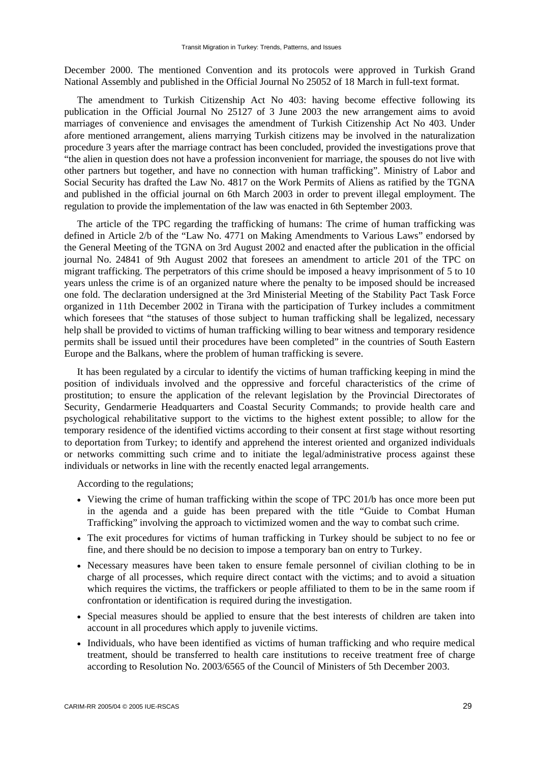December 2000. The mentioned Convention and its protocols were approved in Turkish Grand National Assembly and published in the Official Journal No 25052 of 18 March in full-text format.

The amendment to Turkish Citizenship Act No 403: having become effective following its publication in the Official Journal No 25127 of 3 June 2003 the new arrangement aims to avoid marriages of convenience and envisages the amendment of Turkish Citizenship Act No 403. Under afore mentioned arrangement, aliens marrying Turkish citizens may be involved in the naturalization procedure 3 years after the marriage contract has been concluded, provided the investigations prove that "the alien in question does not have a profession inconvenient for marriage, the spouses do not live with other partners but together, and have no connection with human trafficking". Ministry of Labor and Social Security has drafted the Law No. 4817 on the Work Permits of Aliens as ratified by the TGNA and published in the official journal on 6th March 2003 in order to prevent illegal employment. The regulation to provide the implementation of the law was enacted in 6th September 2003.

The article of the TPC regarding the trafficking of humans: The crime of human trafficking was defined in Article 2/b of the "Law No. 4771 on Making Amendments to Various Laws" endorsed by the General Meeting of the TGNA on 3rd August 2002 and enacted after the publication in the official journal No. 24841 of 9th August 2002 that foresees an amendment to article 201 of the TPC on migrant trafficking. The perpetrators of this crime should be imposed a heavy imprisonment of 5 to 10 years unless the crime is of an organized nature where the penalty to be imposed should be increased one fold. The declaration undersigned at the 3rd Ministerial Meeting of the Stability Pact Task Force organized in 11th December 2002 in Tirana with the participation of Turkey includes a commitment which foresees that "the statuses of those subject to human trafficking shall be legalized, necessary help shall be provided to victims of human trafficking willing to bear witness and temporary residence permits shall be issued until their procedures have been completed" in the countries of South Eastern Europe and the Balkans, where the problem of human trafficking is severe.

It has been regulated by a circular to identify the victims of human trafficking keeping in mind the position of individuals involved and the oppressive and forceful characteristics of the crime of prostitution; to ensure the application of the relevant legislation by the Provincial Directorates of Security, Gendarmerie Headquarters and Coastal Security Commands; to provide health care and psychological rehabilitative support to the victims to the highest extent possible; to allow for the temporary residence of the identified victims according to their consent at first stage without resorting to deportation from Turkey; to identify and apprehend the interest oriented and organized individuals or networks committing such crime and to initiate the legal/administrative process against these individuals or networks in line with the recently enacted legal arrangements.

According to the regulations;

- Viewing the crime of human trafficking within the scope of TPC 201/b has once more been put in the agenda and a guide has been prepared with the title "Guide to Combat Human Trafficking" involving the approach to victimized women and the way to combat such crime.
- The exit procedures for victims of human trafficking in Turkey should be subject to no fee or fine, and there should be no decision to impose a temporary ban on entry to Turkey.
- Necessary measures have been taken to ensure female personnel of civilian clothing to be in charge of all processes, which require direct contact with the victims; and to avoid a situation which requires the victims, the traffickers or people affiliated to them to be in the same room if confrontation or identification is required during the investigation.
- Special measures should be applied to ensure that the best interests of children are taken into account in all procedures which apply to juvenile victims.
- Individuals, who have been identified as victims of human trafficking and who require medical treatment, should be transferred to health care institutions to receive treatment free of charge according to Resolution No. 2003/6565 of the Council of Ministers of 5th December 2003.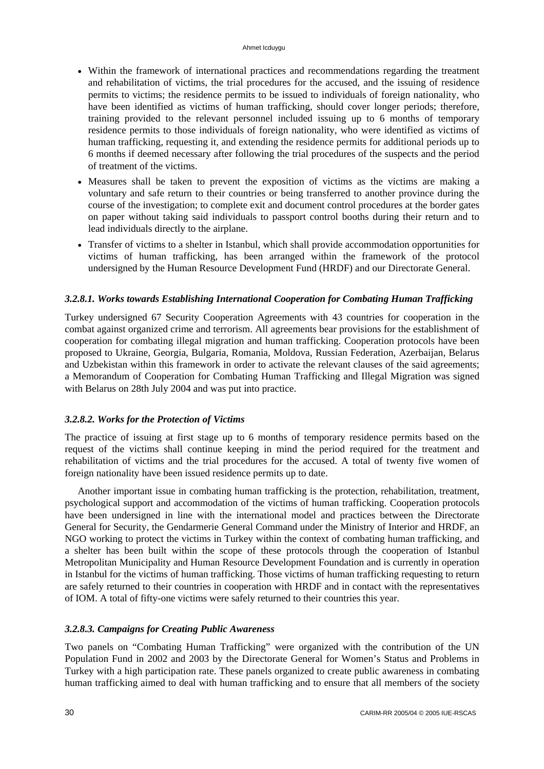- Within the framework of international practices and recommendations regarding the treatment and rehabilitation of victims, the trial procedures for the accused, and the issuing of residence permits to victims; the residence permits to be issued to individuals of foreign nationality, who have been identified as victims of human trafficking, should cover longer periods; therefore, training provided to the relevant personnel included issuing up to 6 months of temporary residence permits to those individuals of foreign nationality, who were identified as victims of human trafficking, requesting it, and extending the residence permits for additional periods up to 6 months if deemed necessary after following the trial procedures of the suspects and the period of treatment of the victims.
- Measures shall be taken to prevent the exposition of victims as the victims are making a voluntary and safe return to their countries or being transferred to another province during the course of the investigation; to complete exit and document control procedures at the border gates on paper without taking said individuals to passport control booths during their return and to lead individuals directly to the airplane.
- Transfer of victims to a shelter in Istanbul, which shall provide accommodation opportunities for victims of human trafficking, has been arranged within the framework of the protocol undersigned by the Human Resource Development Fund (HRDF) and our Directorate General.

#### *3.2.8.1. Works towards Establishing International Cooperation for Combating Human Trafficking*

Turkey undersigned 67 Security Cooperation Agreements with 43 countries for cooperation in the combat against organized crime and terrorism. All agreements bear provisions for the establishment of cooperation for combating illegal migration and human trafficking. Cooperation protocols have been proposed to Ukraine, Georgia, Bulgaria, Romania, Moldova, Russian Federation, Azerbaijan, Belarus and Uzbekistan within this framework in order to activate the relevant clauses of the said agreements; a Memorandum of Cooperation for Combating Human Trafficking and Illegal Migration was signed with Belarus on 28th July 2004 and was put into practice.

#### *3.2.8.2. Works for the Protection of Victims*

The practice of issuing at first stage up to 6 months of temporary residence permits based on the request of the victims shall continue keeping in mind the period required for the treatment and rehabilitation of victims and the trial procedures for the accused. A total of twenty five women of foreign nationality have been issued residence permits up to date.

Another important issue in combating human trafficking is the protection, rehabilitation, treatment, psychological support and accommodation of the victims of human trafficking. Cooperation protocols have been undersigned in line with the international model and practices between the Directorate General for Security, the Gendarmerie General Command under the Ministry of Interior and HRDF, an NGO working to protect the victims in Turkey within the context of combating human trafficking, and a shelter has been built within the scope of these protocols through the cooperation of Istanbul Metropolitan Municipality and Human Resource Development Foundation and is currently in operation in Istanbul for the victims of human trafficking. Those victims of human trafficking requesting to return are safely returned to their countries in cooperation with HRDF and in contact with the representatives of IOM. A total of fifty-one victims were safely returned to their countries this year.

#### *3.2.8.3. Campaigns for Creating Public Awareness*

Two panels on "Combating Human Trafficking" were organized with the contribution of the UN Population Fund in 2002 and 2003 by the Directorate General for Women's Status and Problems in Turkey with a high participation rate. These panels organized to create public awareness in combating human trafficking aimed to deal with human trafficking and to ensure that all members of the society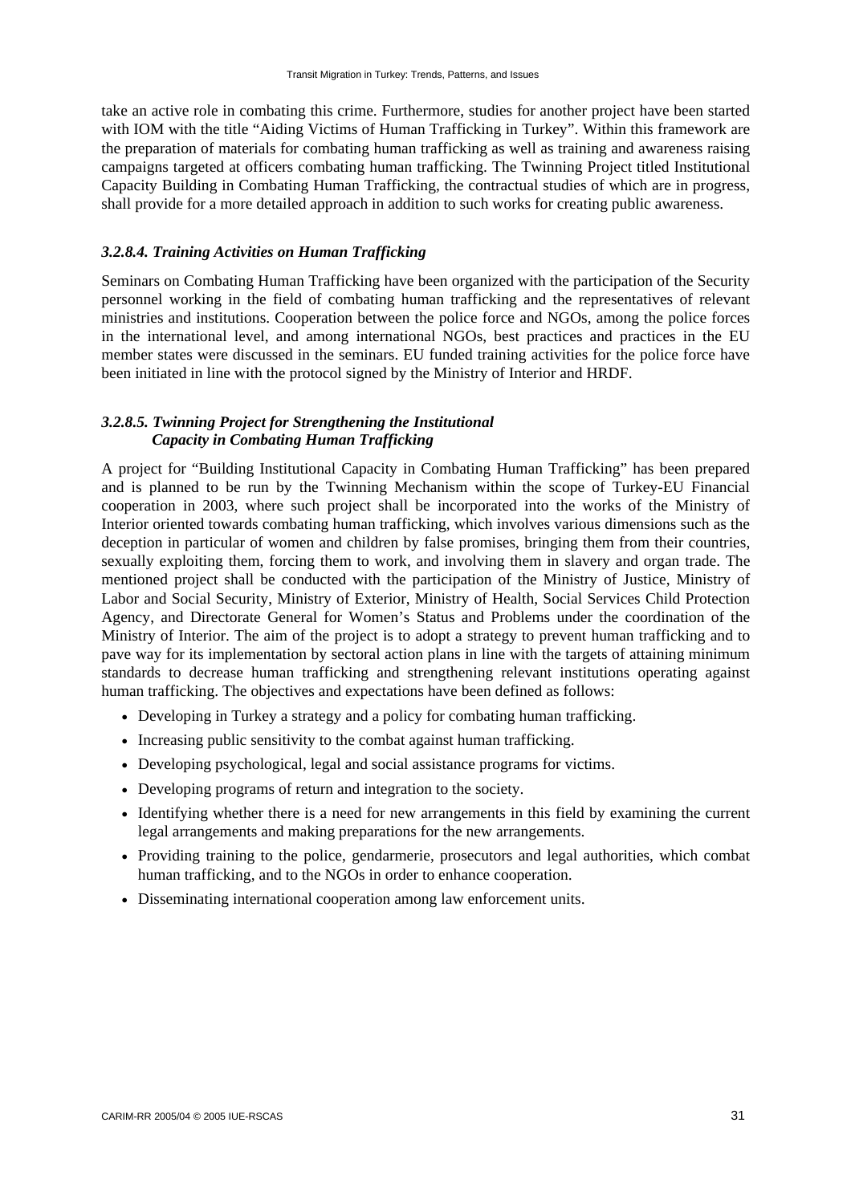take an active role in combating this crime. Furthermore, studies for another project have been started with IOM with the title "Aiding Victims of Human Trafficking in Turkey". Within this framework are the preparation of materials for combating human trafficking as well as training and awareness raising campaigns targeted at officers combating human trafficking. The Twinning Project titled Institutional Capacity Building in Combating Human Trafficking, the contractual studies of which are in progress, shall provide for a more detailed approach in addition to such works for creating public awareness.

#### *3.2.8.4. Training Activities on Human Trafficking*

Seminars on Combating Human Trafficking have been organized with the participation of the Security personnel working in the field of combating human trafficking and the representatives of relevant ministries and institutions. Cooperation between the police force and NGOs, among the police forces in the international level, and among international NGOs, best practices and practices in the EU member states were discussed in the seminars. EU funded training activities for the police force have been initiated in line with the protocol signed by the Ministry of Interior and HRDF.

#### *3.2.8.5. Twinning Project for Strengthening the Institutional Capacity in Combating Human Trafficking*

A project for "Building Institutional Capacity in Combating Human Trafficking" has been prepared and is planned to be run by the Twinning Mechanism within the scope of Turkey-EU Financial cooperation in 2003, where such project shall be incorporated into the works of the Ministry of Interior oriented towards combating human trafficking, which involves various dimensions such as the deception in particular of women and children by false promises, bringing them from their countries, sexually exploiting them, forcing them to work, and involving them in slavery and organ trade. The mentioned project shall be conducted with the participation of the Ministry of Justice, Ministry of Labor and Social Security, Ministry of Exterior, Ministry of Health, Social Services Child Protection Agency, and Directorate General for Women's Status and Problems under the coordination of the Ministry of Interior. The aim of the project is to adopt a strategy to prevent human trafficking and to pave way for its implementation by sectoral action plans in line with the targets of attaining minimum standards to decrease human trafficking and strengthening relevant institutions operating against human trafficking. The objectives and expectations have been defined as follows:

- Developing in Turkey a strategy and a policy for combating human trafficking.
- Increasing public sensitivity to the combat against human trafficking.
- Developing psychological, legal and social assistance programs for victims.
- Developing programs of return and integration to the society.
- Identifying whether there is a need for new arrangements in this field by examining the current legal arrangements and making preparations for the new arrangements.
- Providing training to the police, gendarmerie, prosecutors and legal authorities, which combat human trafficking, and to the NGOs in order to enhance cooperation.
- Disseminating international cooperation among law enforcement units.